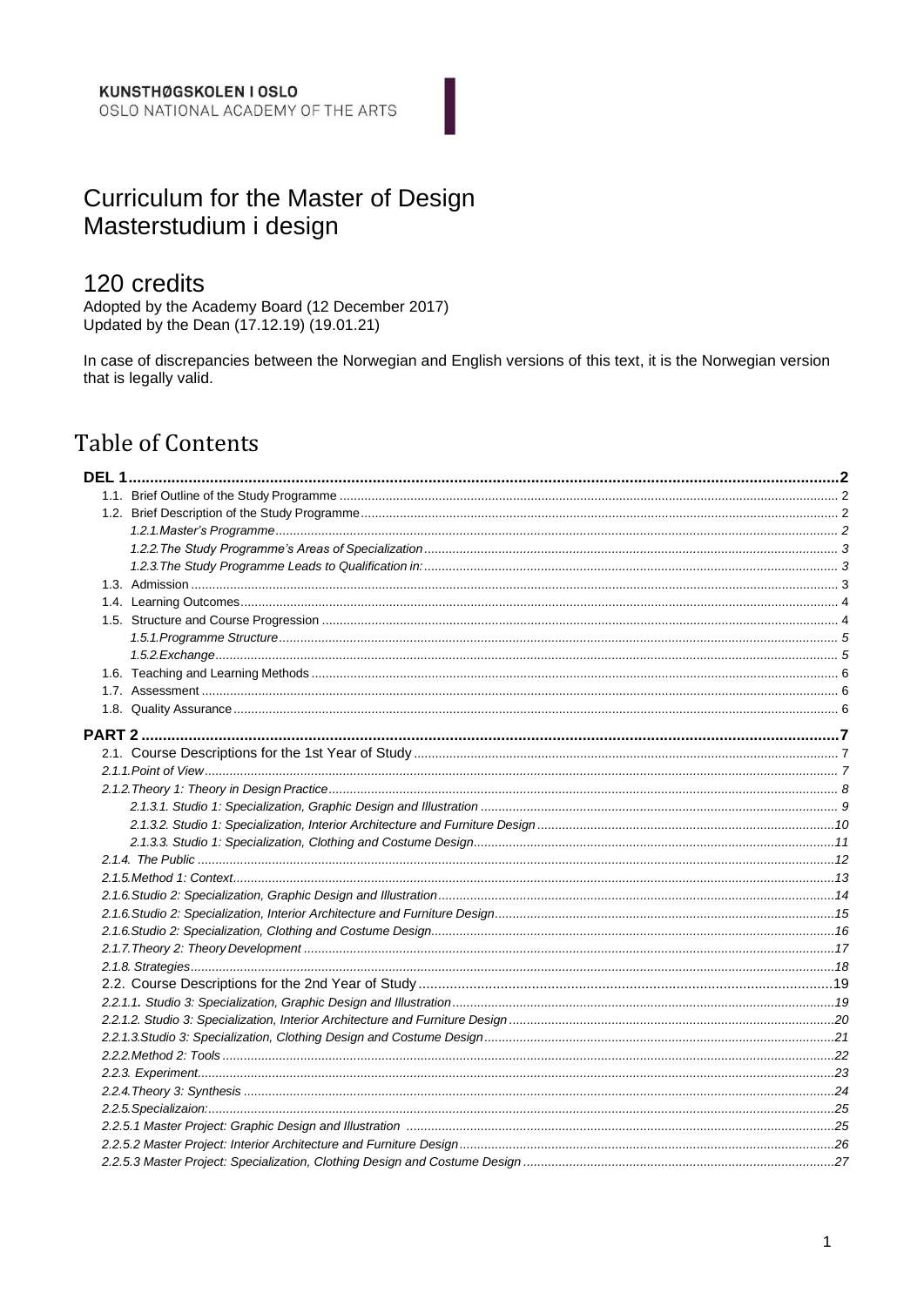KUNSTHØGSKOLEN I OSLO
OSLO NATIONAL ACADEMY OF THE ARTS

# Curriculum for the Master of Design
# Masterstudium i design

## 120 credits

Adopted by the Academy Board (12 December 2017)
Updated by the Dean (17.12.19) (19.01.21)

In case of discrepancies between the Norwegian and English versions of this text, it is the Norwegian version that is legally valid.

## Table of Contents

**DEL 1** ........ 2
- 1.1. Brief Outline of the Study Programme ........ 2
- 1.2. Brief Description of the Study Programme ........ 2
  - *1.2.1. Master's Programme* ........ 2
  - *1.2.2. The Study Programme's Areas of Specialization* ........ 3
  - *1.2.3. The Study Programme Leads to Qualification in:* ........ 3
- 1.3. Admission ........ 3
- 1.4. Learning Outcomes ........ 4
- 1.5. Structure and Course Progression ........ 4
  - *1.5.1. Programme Structure* ........ 5
  - *1.5.2. Exchange* ........ 5
- 1.6. Teaching and Learning Methods ........ 6
- 1.7. Assessment ........ 6
- 1.8. Quality Assurance ........ 6

**PART 2** ........ 7
- 2.1. Course Descriptions for the 1st Year of Study ........ 7
- *2.1.1. Point of View* ........ 7
- *2.1.2. Theory 1: Theory in Design Practice* ........ 8
  - *2.1.3.1. Studio 1: Specialization, Graphic Design and Illustration* ........ 9
  - *2.1.3.2. Studio 1: Specialization, Interior Architecture and Furniture Design* ........ 10
  - *2.1.3.3. Studio 1: Specialization, Clothing and Costume Design* ........ 11
- *2.1.4. The Public* ........ 12
- *2.1.5. Method 1: Context* ........ 13
- *2.1.6. Studio 2: Specialization, Graphic Design and Illustration* ........ 14
- *2.1.6. Studio 2: Specialization, Interior Architecture and Furniture Design* ........ 15
- *2.1.6. Studio 2: Specialization, Clothing and Costume Design* ........ 16
- *2.1.7. Theory 2: Theory Development* ........ 17
- *2.1.8. Strategies* ........ 18
- 2.2. Course Descriptions for the 2nd Year of Study ........ 19
- *2.2.1.1. Studio 3: Specialization, Graphic Design and Illustration* ........ 19
- *2.2.1.2. Studio 3: Specialization, Interior Architecture and Furniture Design* ........ 20
- *2.2.1.3. Studio 3: Specialization, Clothing Design and Costume Design* ........ 21
- *2.2.2. Method 2: Tools* ........ 22
- *2.2.3. Experiment* ........ 23
- *2.2.4. Theory 3: Synthesis* ........ 24
- *2.2.5. Specializaion:* ........ 25
- *2.2.5.1 Master Project: Graphic Design and Illustration* ........ 25
- *2.2.5.2 Master Project: Interior Architecture and Furniture Design* ........ 26
- *2.2.5.3 Master Project: Specialization, Clothing Design and Costume Design* ........ 27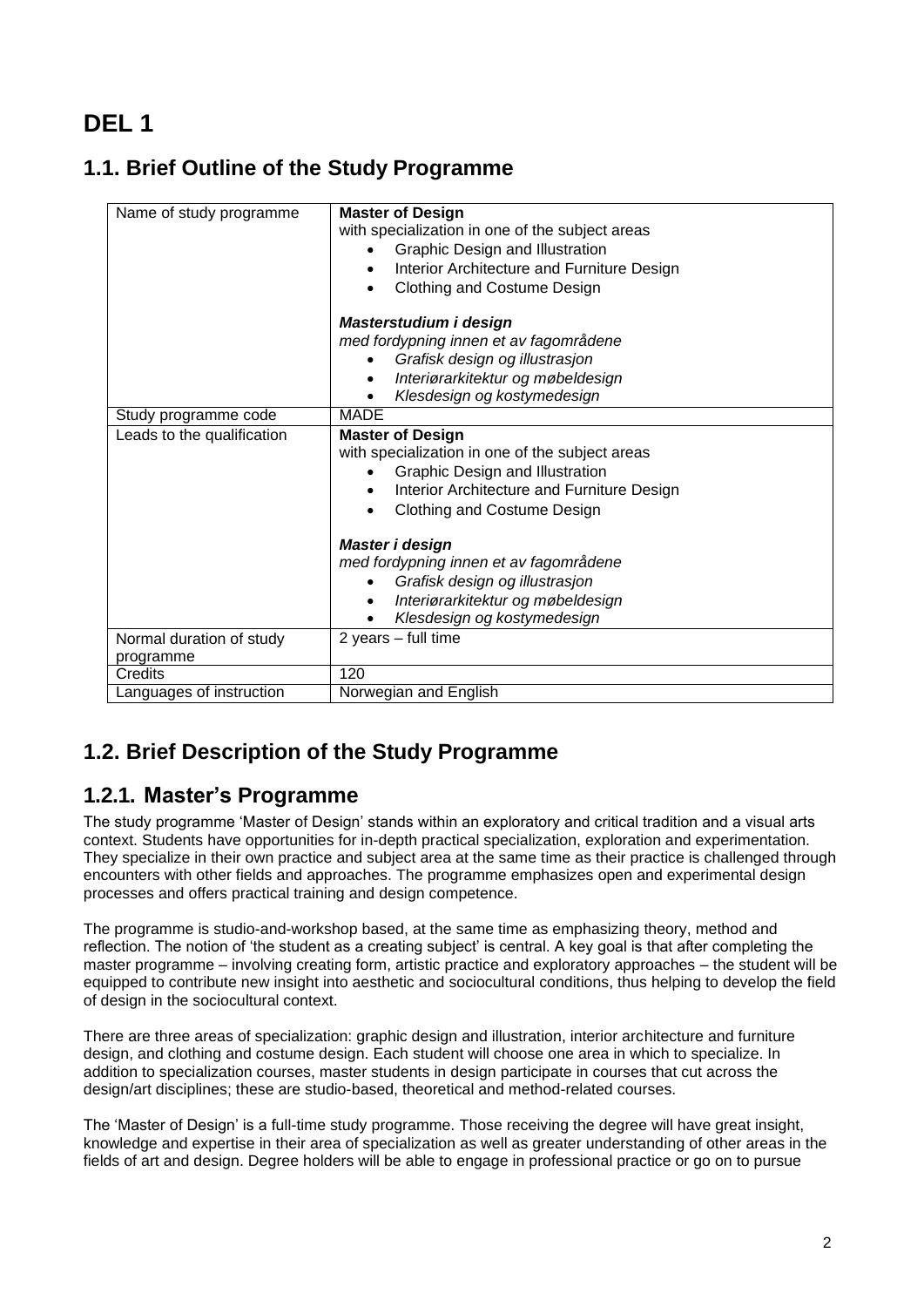# DEL 1

## 1.1. Brief Outline of the Study Programme

| Name of study programme | **Master of Design**<br>with specialization in one of the subject areas<br>• Graphic Design and Illustration<br>• Interior Architecture and Furniture Design<br>• Clothing and Costume Design<br><br>***Masterstudium i design***<br>*med fordypning innen et av fagområdene*<br>• *Grafisk design og illustrasjon*<br>• *Interiørarkitektur og møbeldesign*<br>• *Klesdesign og kostymedesign* |
|---|---|
| Study programme code | MADE |
| Leads to the qualification | **Master of Design**<br>with specialization in one of the subject areas<br>• Graphic Design and Illustration<br>• Interior Architecture and Furniture Design<br>• Clothing and Costume Design<br><br>***Master i design***<br>*med fordypning innen et av fagområdene*<br>• *Grafisk design og illustrasjon*<br>• *Interiørarkitektur og møbeldesign*<br>• *Klesdesign og kostymedesign* |
| Normal duration of study programme | 2 years – full time |
| Credits | 120 |
| Languages of instruction | Norwegian and English |

## 1.2. Brief Description of the Study Programme

## 1.2.1. Master's Programme

The study programme 'Master of Design' stands within an exploratory and critical tradition and a visual arts context. Students have opportunities for in-depth practical specialization, exploration and experimentation. They specialize in their own practice and subject area at the same time as their practice is challenged through encounters with other fields and approaches. The programme emphasizes open and experimental design processes and offers practical training and design competence.

The programme is studio-and-workshop based, at the same time as emphasizing theory, method and reflection. The notion of 'the student as a creating subject' is central. A key goal is that after completing the master programme – involving creating form, artistic practice and exploratory approaches – the student will be equipped to contribute new insight into aesthetic and sociocultural conditions, thus helping to develop the field of design in the sociocultural context.

There are three areas of specialization: graphic design and illustration, interior architecture and furniture design, and clothing and costume design. Each student will choose one area in which to specialize. In addition to specialization courses, master students in design participate in courses that cut across the design/art disciplines; these are studio-based, theoretical and method-related courses.

The 'Master of Design' is a full-time study programme. Those receiving the degree will have great insight, knowledge and expertise in their area of specialization as well as greater understanding of other areas in the fields of art and design. Degree holders will be able to engage in professional practice or go on to pursue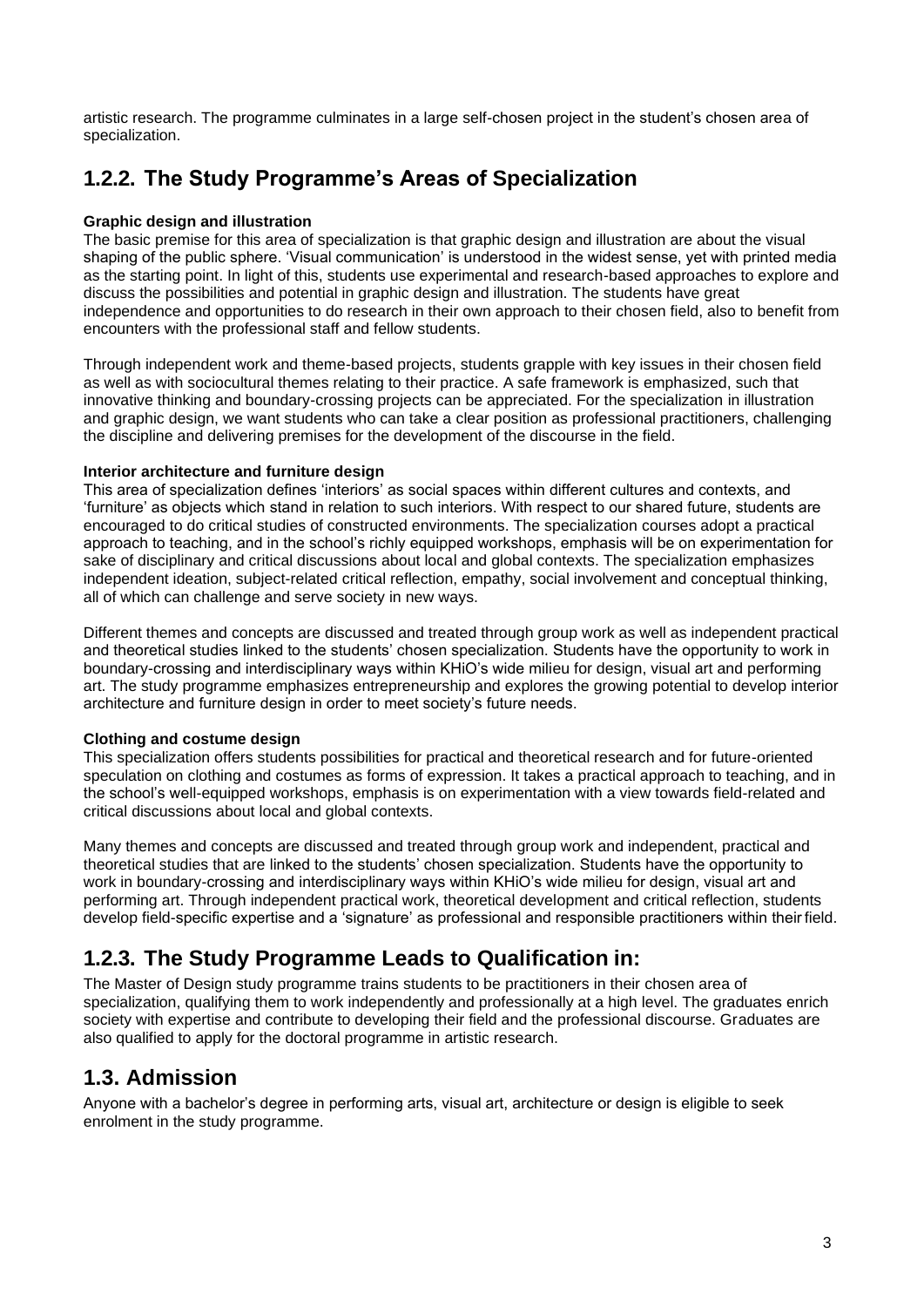artistic research. The programme culminates in a large self-chosen project in the student's chosen area of specialization.

## 1.2.2. The Study Programme's Areas of Specialization

**Graphic design and illustration**

The basic premise for this area of specialization is that graphic design and illustration are about the visual shaping of the public sphere. 'Visual communication' is understood in the widest sense, yet with printed media as the starting point. In light of this, students use experimental and research-based approaches to explore and discuss the possibilities and potential in graphic design and illustration. The students have great independence and opportunities to do research in their own approach to their chosen field, also to benefit from encounters with the professional staff and fellow students.

Through independent work and theme-based projects, students grapple with key issues in their chosen field as well as with sociocultural themes relating to their practice. A safe framework is emphasized, such that innovative thinking and boundary-crossing projects can be appreciated. For the specialization in illustration and graphic design, we want students who can take a clear position as professional practitioners, challenging the discipline and delivering premises for the development of the discourse in the field.

**Interior architecture and furniture design**

This area of specialization defines 'interiors' as social spaces within different cultures and contexts, and 'furniture' as objects which stand in relation to such interiors. With respect to our shared future, students are encouraged to do critical studies of constructed environments. The specialization courses adopt a practical approach to teaching, and in the school's richly equipped workshops, emphasis will be on experimentation for sake of disciplinary and critical discussions about local and global contexts. The specialization emphasizes independent ideation, subject-related critical reflection, empathy, social involvement and conceptual thinking, all of which can challenge and serve society in new ways.

Different themes and concepts are discussed and treated through group work as well as independent practical and theoretical studies linked to the students' chosen specialization. Students have the opportunity to work in boundary-crossing and interdisciplinary ways within KHiO's wide milieu for design, visual art and performing art. The study programme emphasizes entrepreneurship and explores the growing potential to develop interior architecture and furniture design in order to meet society's future needs.

**Clothing and costume design**

This specialization offers students possibilities for practical and theoretical research and for future-oriented speculation on clothing and costumes as forms of expression. It takes a practical approach to teaching, and in the school's well-equipped workshops, emphasis is on experimentation with a view towards field-related and critical discussions about local and global contexts.

Many themes and concepts are discussed and treated through group work and independent, practical and theoretical studies that are linked to the students' chosen specialization. Students have the opportunity to work in boundary-crossing and interdisciplinary ways within KHiO's wide milieu for design, visual art and performing art. Through independent practical work, theoretical development and critical reflection, students develop field-specific expertise and a 'signature' as professional and responsible practitioners within their field.

## 1.2.3. The Study Programme Leads to Qualification in:

The Master of Design study programme trains students to be practitioners in their chosen area of specialization, qualifying them to work independently and professionally at a high level. The graduates enrich society with expertise and contribute to developing their field and the professional discourse. Graduates are also qualified to apply for the doctoral programme in artistic research.

## 1.3. Admission

Anyone with a bachelor's degree in performing arts, visual art, architecture or design is eligible to seek enrolment in the study programme.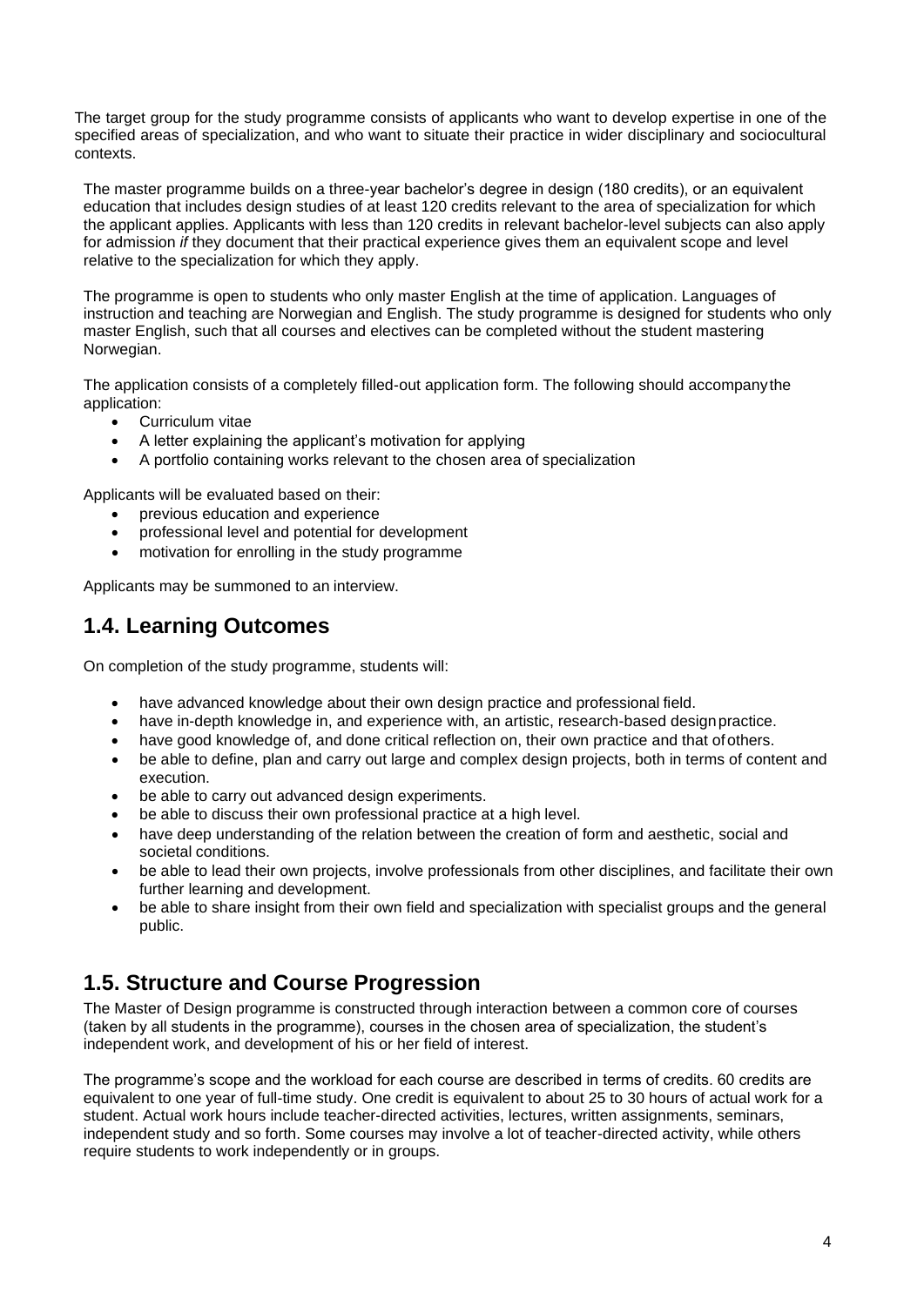The target group for the study programme consists of applicants who want to develop expertise in one of the specified areas of specialization, and who want to situate their practice in wider disciplinary and sociocultural contexts.

The master programme builds on a three-year bachelor's degree in design (180 credits), or an equivalent education that includes design studies of at least 120 credits relevant to the area of specialization for which the applicant applies. Applicants with less than 120 credits in relevant bachelor-level subjects can also apply for admission *if* they document that their practical experience gives them an equivalent scope and level relative to the specialization for which they apply.

The programme is open to students who only master English at the time of application. Languages of instruction and teaching are Norwegian and English. The study programme is designed for students who only master English, such that all courses and electives can be completed without the student mastering Norwegian.

The application consists of a completely filled-out application form. The following should accompany the application:

- Curriculum vitae
- A letter explaining the applicant's motivation for applying
- A portfolio containing works relevant to the chosen area of specialization

Applicants will be evaluated based on their:

- previous education and experience
- professional level and potential for development
- motivation for enrolling in the study programme

Applicants may be summoned to an interview.

## 1.4. Learning Outcomes

On completion of the study programme, students will:

- have advanced knowledge about their own design practice and professional field.
- have in-depth knowledge in, and experience with, an artistic, research-based design practice.
- have good knowledge of, and done critical reflection on, their own practice and that of others.
- be able to define, plan and carry out large and complex design projects, both in terms of content and execution.
- be able to carry out advanced design experiments.
- be able to discuss their own professional practice at a high level.
- have deep understanding of the relation between the creation of form and aesthetic, social and societal conditions.
- be able to lead their own projects, involve professionals from other disciplines, and facilitate their own further learning and development.
- be able to share insight from their own field and specialization with specialist groups and the general public.

## 1.5. Structure and Course Progression

The Master of Design programme is constructed through interaction between a common core of courses (taken by all students in the programme), courses in the chosen area of specialization, the student's independent work, and development of his or her field of interest.

The programme's scope and the workload for each course are described in terms of credits. 60 credits are equivalent to one year of full-time study. One credit is equivalent to about 25 to 30 hours of actual work for a student. Actual work hours include teacher-directed activities, lectures, written assignments, seminars, independent study and so forth. Some courses may involve a lot of teacher-directed activity, while others require students to work independently or in groups.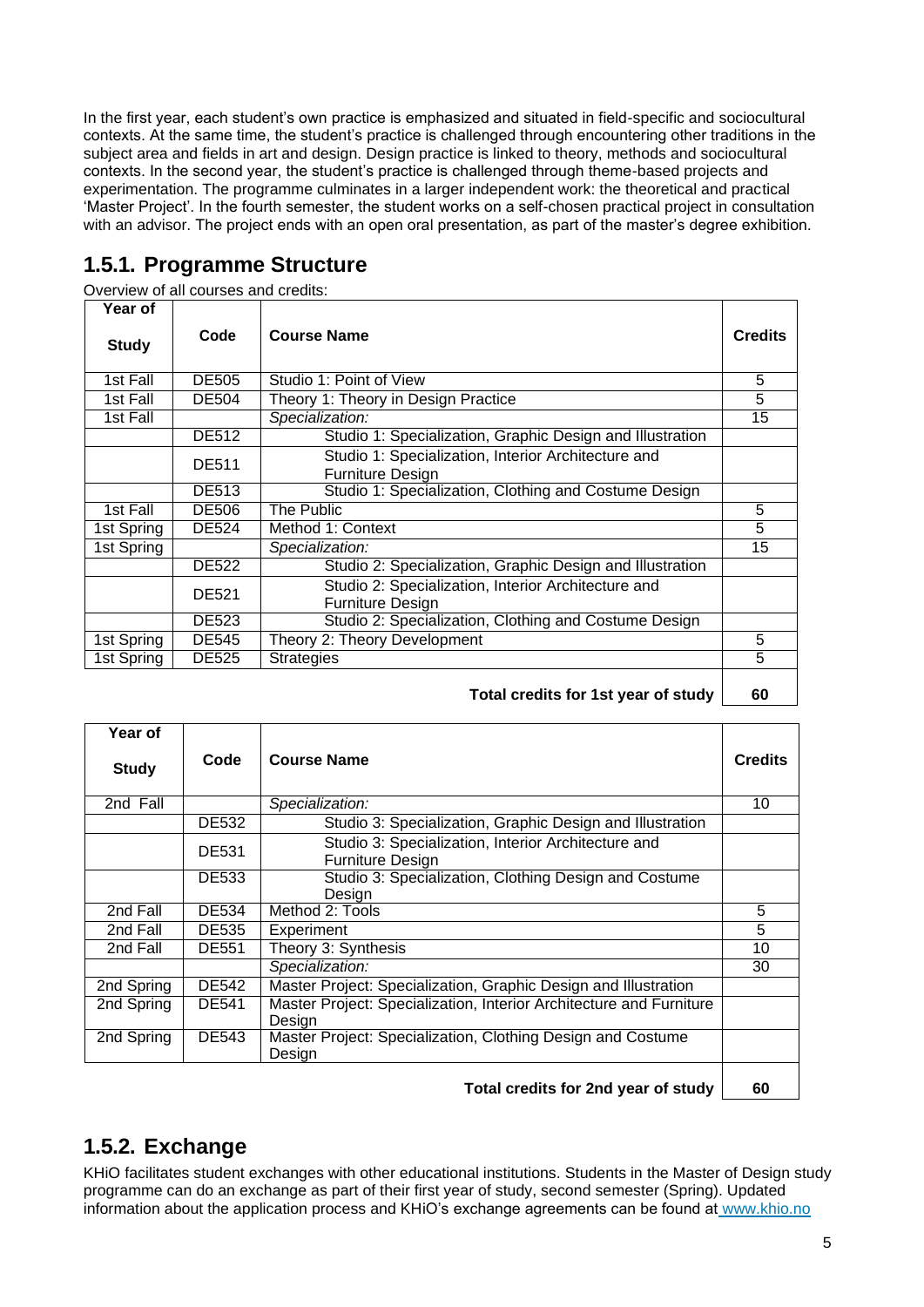In the first year, each student's own practice is emphasized and situated in field-specific and sociocultural contexts. At the same time, the student's practice is challenged through encountering other traditions in the subject area and fields in art and design. Design practice is linked to theory, methods and sociocultural contexts. In the second year, the student's practice is challenged through theme-based projects and experimentation. The programme culminates in a larger independent work: the theoretical and practical 'Master Project'. In the fourth semester, the student works on a self-chosen practical project in consultation with an advisor. The project ends with an open oral presentation, as part of the master's degree exhibition.

## 1.5.1. Programme Structure

Overview of all courses and credits:

| Year of Study | Code | Course Name | Credits |
|---|---|---|---|
| 1st Fall | DE505 | Studio 1: Point of View | 5 |
| 1st Fall | DE504 | Theory 1: Theory in Design Practice | 5 |
| 1st Fall | | *Specialization:* | 15 |
| | DE512 | Studio 1: Specialization, Graphic Design and Illustration | |
| | DE511 | Studio 1: Specialization, Interior Architecture and Furniture Design | |
| | DE513 | Studio 1: Specialization, Clothing and Costume Design | |
| 1st Fall | DE506 | The Public | 5 |
| 1st Spring | DE524 | Method 1: Context | 5 |
| 1st Spring | | *Specialization:* | 15 |
| | DE522 | Studio 2: Specialization, Graphic Design and Illustration | |
| | DE521 | Studio 2: Specialization, Interior Architecture and Furniture Design | |
| | DE523 | Studio 2: Specialization, Clothing and Costume Design | |
| 1st Spring | DE545 | Theory 2: Theory Development | 5 |
| 1st Spring | DE525 | Strategies | 5 |
| | | **Total credits for 1st year of study** | **60** |

| Year of Study | Code | Course Name | Credits |
|---|---|---|---|
| 2nd Fall | | *Specialization:* | 10 |
| | DE532 | Studio 3: Specialization, Graphic Design and Illustration | |
| | DE531 | Studio 3: Specialization, Interior Architecture and Furniture Design | |
| | DE533 | Studio 3: Specialization, Clothing Design and Costume Design | |
| 2nd Fall | DE534 | Method 2: Tools | 5 |
| 2nd Fall | DE535 | Experiment | 5 |
| 2nd Fall | DE551 | Theory 3: Synthesis | 10 |
| | | *Specialization:* | 30 |
| 2nd Spring | DE542 | Master Project: Specialization, Graphic Design and Illustration | |
| 2nd Spring | DE541 | Master Project: Specialization, Interior Architecture and Furniture Design | |
| 2nd Spring | DE543 | Master Project: Specialization, Clothing Design and Costume Design | |
| | | **Total credits for 2nd year of study** | **60** |

## 1.5.2. Exchange

KHiO facilitates student exchanges with other educational institutions. Students in the Master of Design study programme can do an exchange as part of their first year of study, second semester (Spring). Updated information about the application process and KHiO's exchange agreements can be found at www.khio.no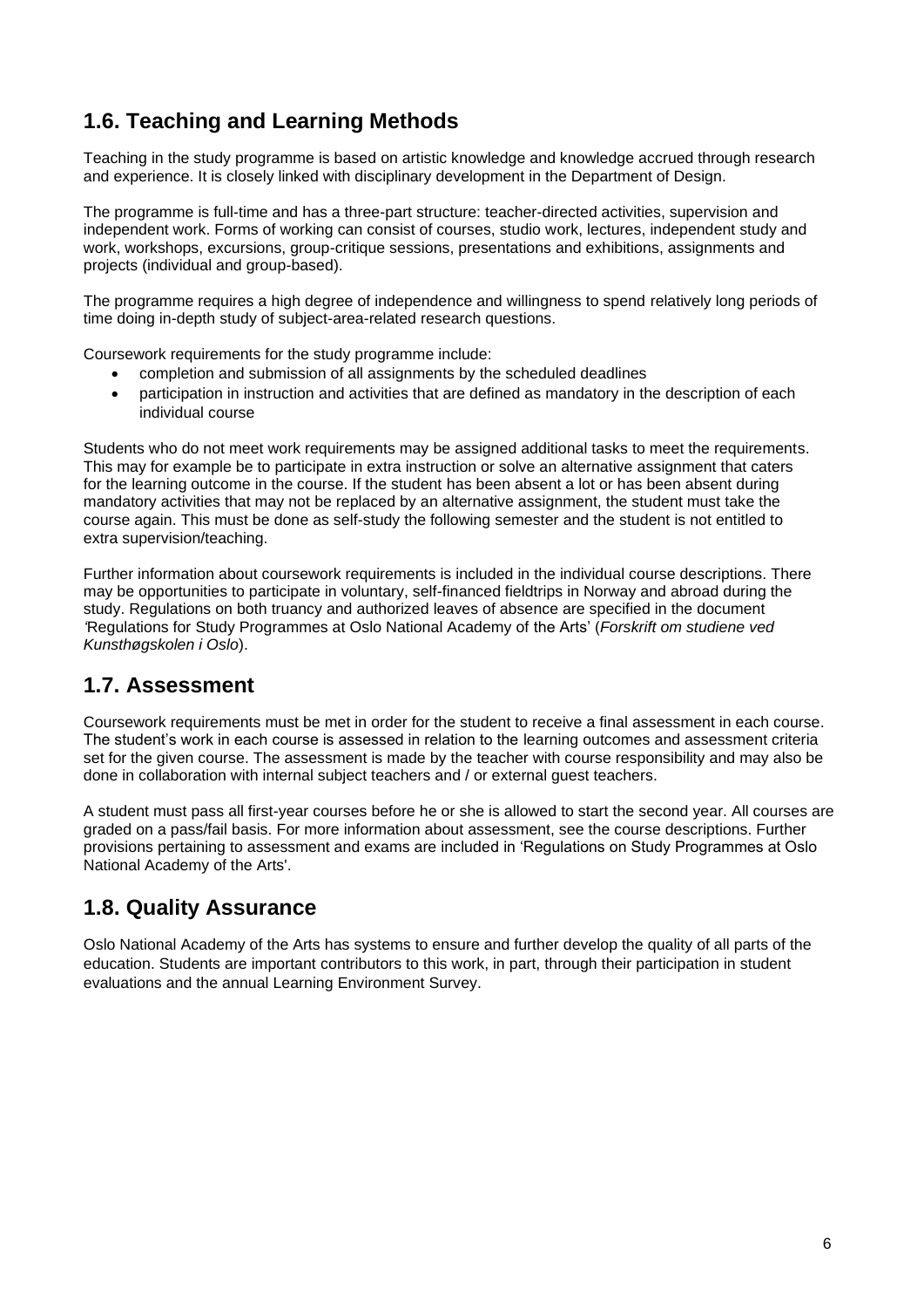## 1.6. Teaching and Learning Methods

Teaching in the study programme is based on artistic knowledge and knowledge accrued through research and experience. It is closely linked with disciplinary development in the Department of Design.

The programme is full-time and has a three-part structure: teacher-directed activities, supervision and independent work. Forms of working can consist of courses, studio work, lectures, independent study and work, workshops, excursions, group-critique sessions, presentations and exhibitions, assignments and projects (individual and group-based).

The programme requires a high degree of independence and willingness to spend relatively long periods of time doing in-depth study of subject-area-related research questions.

Coursework requirements for the study programme include:

- completion and submission of all assignments by the scheduled deadlines
- participation in instruction and activities that are defined as mandatory in the description of each individual course

Students who do not meet work requirements may be assigned additional tasks to meet the requirements. This may for example be to participate in extra instruction or solve an alternative assignment that caters for the learning outcome in the course. If the student has been absent a lot or has been absent during mandatory activities that may not be replaced by an alternative assignment, the student must take the course again. This must be done as self-study the following semester and the student is not entitled to extra supervision/teaching.

Further information about coursework requirements is included in the individual course descriptions. There may be opportunities to participate in voluntary, self-financed fieldtrips in Norway and abroad during the study. Regulations on both truancy and authorized leaves of absence are specified in the document 'Regulations for Study Programmes at Oslo National Academy of the Arts' (*Forskrift om studiene ved Kunsthøgskolen i Oslo*).

## 1.7. Assessment

Coursework requirements must be met in order for the student to receive a final assessment in each course. The student's work in each course is assessed in relation to the learning outcomes and assessment criteria set for the given course. The assessment is made by the teacher with course responsibility and may also be done in collaboration with internal subject teachers and / or external guest teachers.

A student must pass all first-year courses before he or she is allowed to start the second year. All courses are graded on a pass/fail basis. For more information about assessment, see the course descriptions. Further provisions pertaining to assessment and exams are included in 'Regulations on Study Programmes at Oslo National Academy of the Arts'.

## 1.8. Quality Assurance

Oslo National Academy of the Arts has systems to ensure and further develop the quality of all parts of the education. Students are important contributors to this work, in part, through their participation in student evaluations and the annual Learning Environment Survey.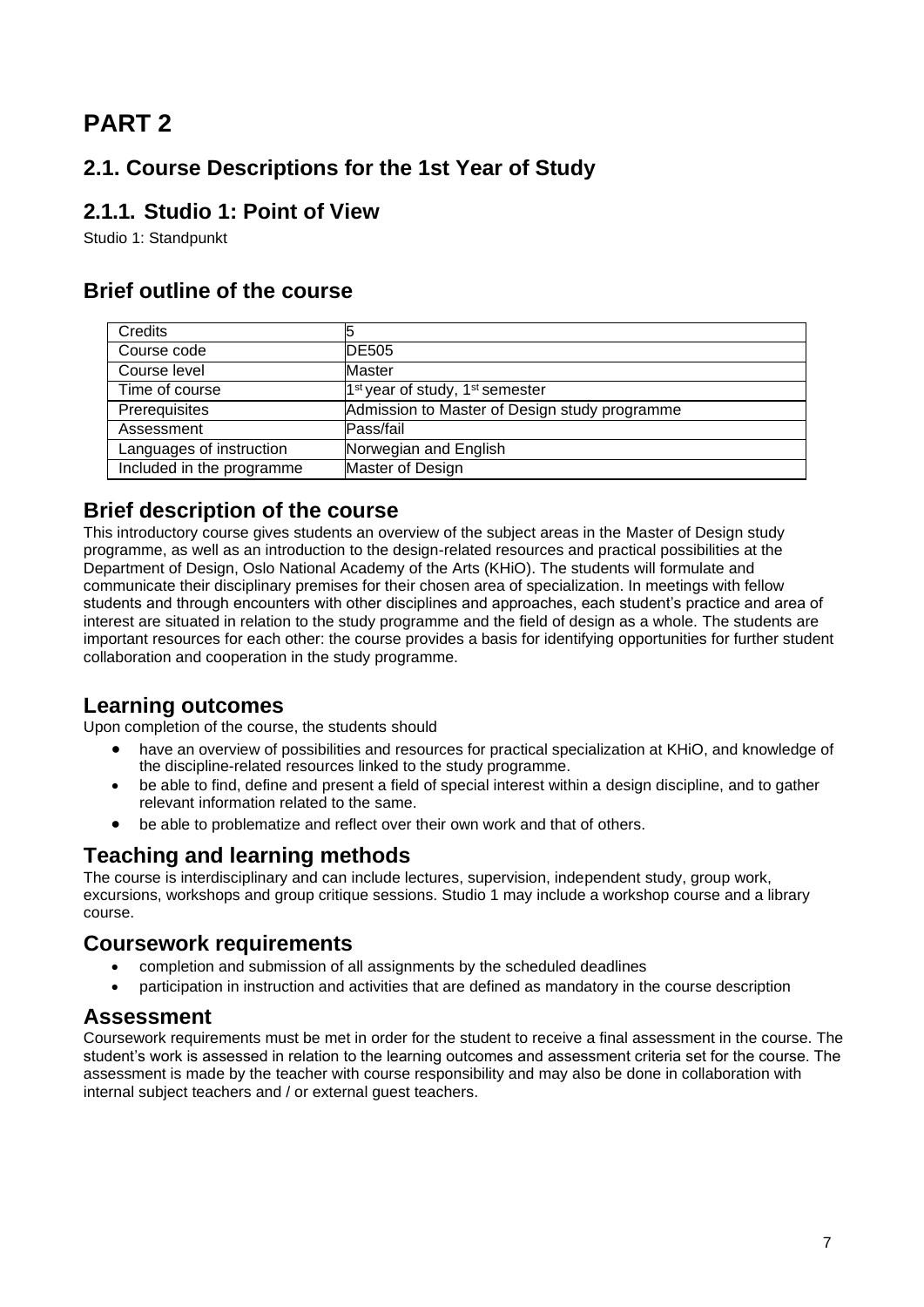# PART 2

## 2.1. Course Descriptions for the 1st Year of Study

## 2.1.1. Studio 1: Point of View

Studio 1: Standpunkt

## Brief outline of the course

| Credits | 5 |
|---|---|
| Course code | DE505 |
| Course level | Master |
| Time of course | 1st year of study, 1st semester |
| Prerequisites | Admission to Master of Design study programme |
| Assessment | Pass/fail |
| Languages of instruction | Norwegian and English |
| Included in the programme | Master of Design |

## Brief description of the course

This introductory course gives students an overview of the subject areas in the Master of Design study programme, as well as an introduction to the design-related resources and practical possibilities at the Department of Design, Oslo National Academy of the Arts (KHiO). The students will formulate and communicate their disciplinary premises for their chosen area of specialization. In meetings with fellow students and through encounters with other disciplines and approaches, each student's practice and area of interest are situated in relation to the study programme and the field of design as a whole. The students are important resources for each other: the course provides a basis for identifying opportunities for further student collaboration and cooperation in the study programme.

## Learning outcomes

Upon completion of the course, the students should

- have an overview of possibilities and resources for practical specialization at KHiO, and knowledge of the discipline-related resources linked to the study programme.
- be able to find, define and present a field of special interest within a design discipline, and to gather relevant information related to the same.
- be able to problematize and reflect over their own work and that of others.

## Teaching and learning methods

The course is interdisciplinary and can include lectures, supervision, independent study, group work, excursions, workshops and group critique sessions. Studio 1 may include a workshop course and a library course.

## Coursework requirements

- completion and submission of all assignments by the scheduled deadlines
- participation in instruction and activities that are defined as mandatory in the course description

## Assessment

Coursework requirements must be met in order for the student to receive a final assessment in the course. The student's work is assessed in relation to the learning outcomes and assessment criteria set for the course. The assessment is made by the teacher with course responsibility and may also be done in collaboration with internal subject teachers and / or external guest teachers.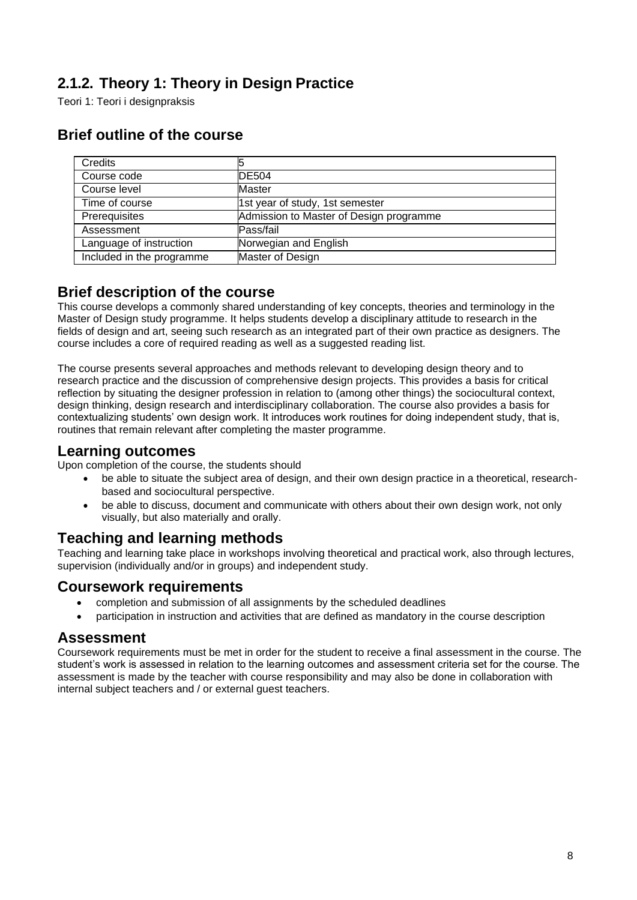## 2.1.2. Theory 1: Theory in Design Practice

Teori 1: Teori i designpraksis

## Brief outline of the course

| Credits | 5 |
|---|---|
| Course code | DE504 |
| Course level | Master |
| Time of course | 1st year of study, 1st semester |
| Prerequisites | Admission to Master of Design programme |
| Assessment | Pass/fail |
| Language of instruction | Norwegian and English |
| Included in the programme | Master of Design |

## Brief description of the course

This course develops a commonly shared understanding of key concepts, theories and terminology in the Master of Design study programme. It helps students develop a disciplinary attitude to research in the fields of design and art, seeing such research as an integrated part of their own practice as designers. The course includes a core of required reading as well as a suggested reading list.

The course presents several approaches and methods relevant to developing design theory and to research practice and the discussion of comprehensive design projects. This provides a basis for critical reflection by situating the designer profession in relation to (among other things) the sociocultural context, design thinking, design research and interdisciplinary collaboration. The course also provides a basis for contextualizing students' own design work. It introduces work routines for doing independent study, that is, routines that remain relevant after completing the master programme.

## Learning outcomes

Upon completion of the course, the students should

- be able to situate the subject area of design, and their own design practice in a theoretical, research-based and sociocultural perspective.
- be able to discuss, document and communicate with others about their own design work, not only visually, but also materially and orally.

## Teaching and learning methods

Teaching and learning take place in workshops involving theoretical and practical work, also through lectures, supervision (individually and/or in groups) and independent study.

## Coursework requirements

- completion and submission of all assignments by the scheduled deadlines
- participation in instruction and activities that are defined as mandatory in the course description

## Assessment

Coursework requirements must be met in order for the student to receive a final assessment in the course. The student's work is assessed in relation to the learning outcomes and assessment criteria set for the course. The assessment is made by the teacher with course responsibility and may also be done in collaboration with internal subject teachers and / or external guest teachers.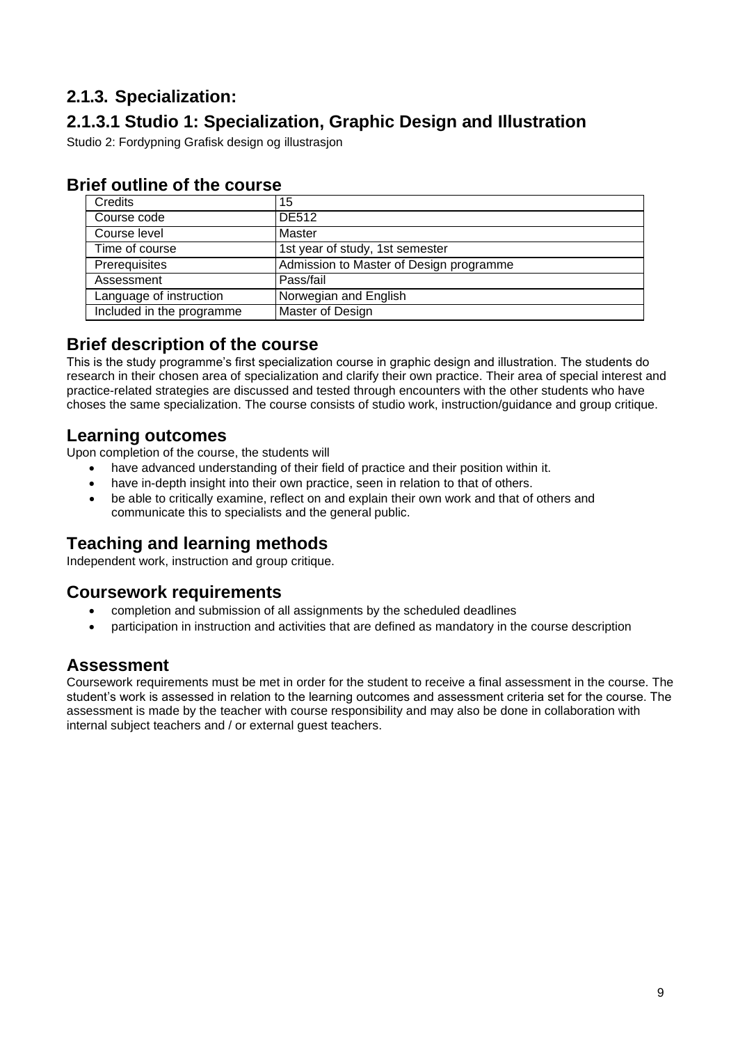## 2.1.3. Specialization:

## 2.1.3.1 Studio 1: Specialization, Graphic Design and Illustration

Studio 2: Fordypning Grafisk design og illustrasjon

### Brief outline of the course

| Credits | 15 |
|---|---|
| Course code | DE512 |
| Course level | Master |
| Time of course | 1st year of study, 1st semester |
| Prerequisites | Admission to Master of Design programme |
| Assessment | Pass/fail |
| Language of instruction | Norwegian and English |
| Included in the programme | Master of Design |

### Brief description of the course

This is the study programme's first specialization course in graphic design and illustration. The students do research in their chosen area of specialization and clarify their own practice. Their area of special interest and practice-related strategies are discussed and tested through encounters with the other students who have choses the same specialization. The course consists of studio work, instruction/guidance and group critique.

### Learning outcomes

Upon completion of the course, the students will

- have advanced understanding of their field of practice and their position within it.
- have in-depth insight into their own practice, seen in relation to that of others.
- be able to critically examine, reflect on and explain their own work and that of others and communicate this to specialists and the general public.

### Teaching and learning methods

Independent work, instruction and group critique.

### Coursework requirements

- completion and submission of all assignments by the scheduled deadlines
- participation in instruction and activities that are defined as mandatory in the course description

### Assessment

Coursework requirements must be met in order for the student to receive a final assessment in the course. The student's work is assessed in relation to the learning outcomes and assessment criteria set for the course. The assessment is made by the teacher with course responsibility and may also be done in collaboration with internal subject teachers and / or external guest teachers.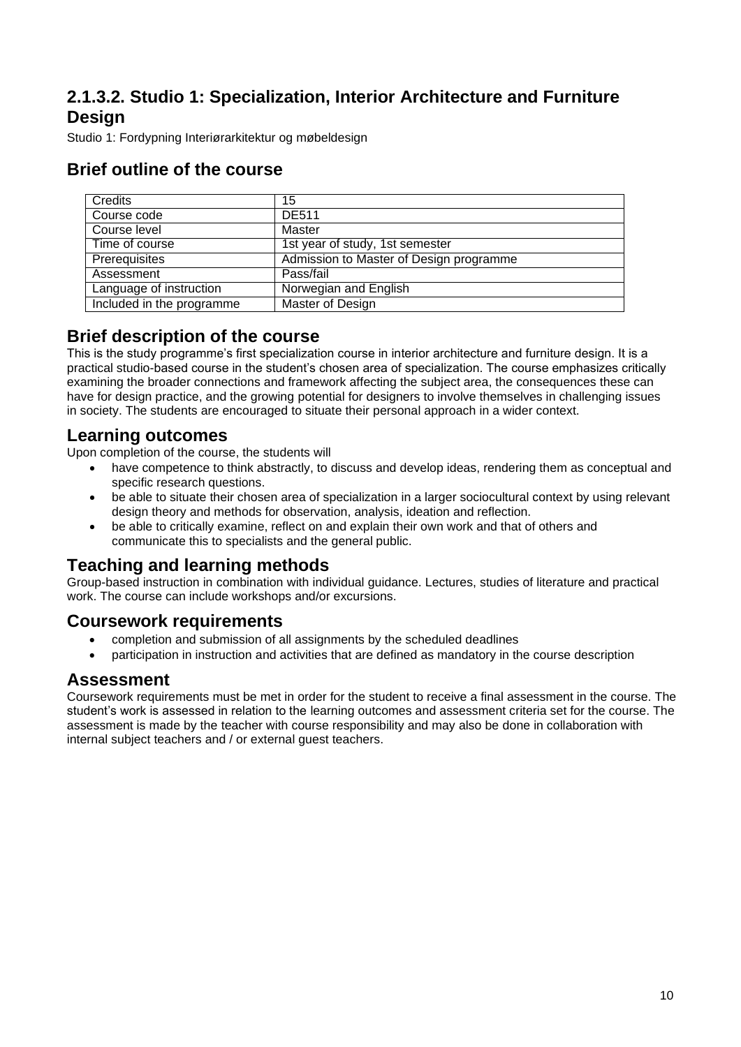## 2.1.3.2. Studio 1: Specialization, Interior Architecture and Furniture Design

Studio 1: Fordypning Interiørarkitektur og møbeldesign

## Brief outline of the course

| Credits | 15 |
|---|---|
| Course code | DE511 |
| Course level | Master |
| Time of course | 1st year of study, 1st semester |
| Prerequisites | Admission to Master of Design programme |
| Assessment | Pass/fail |
| Language of instruction | Norwegian and English |
| Included in the programme | Master of Design |

## Brief description of the course

This is the study programme's first specialization course in interior architecture and furniture design. It is a practical studio-based course in the student's chosen area of specialization. The course emphasizes critically examining the broader connections and framework affecting the subject area, the consequences these can have for design practice, and the growing potential for designers to involve themselves in challenging issues in society. The students are encouraged to situate their personal approach in a wider context.

## Learning outcomes

Upon completion of the course, the students will

- have competence to think abstractly, to discuss and develop ideas, rendering them as conceptual and specific research questions.
- be able to situate their chosen area of specialization in a larger sociocultural context by using relevant design theory and methods for observation, analysis, ideation and reflection.
- be able to critically examine, reflect on and explain their own work and that of others and communicate this to specialists and the general public.

## Teaching and learning methods

Group-based instruction in combination with individual guidance. Lectures, studies of literature and practical work. The course can include workshops and/or excursions.

## Coursework requirements

- completion and submission of all assignments by the scheduled deadlines
- participation in instruction and activities that are defined as mandatory in the course description

## Assessment

Coursework requirements must be met in order for the student to receive a final assessment in the course. The student's work is assessed in relation to the learning outcomes and assessment criteria set for the course. The assessment is made by the teacher with course responsibility and may also be done in collaboration with internal subject teachers and / or external guest teachers.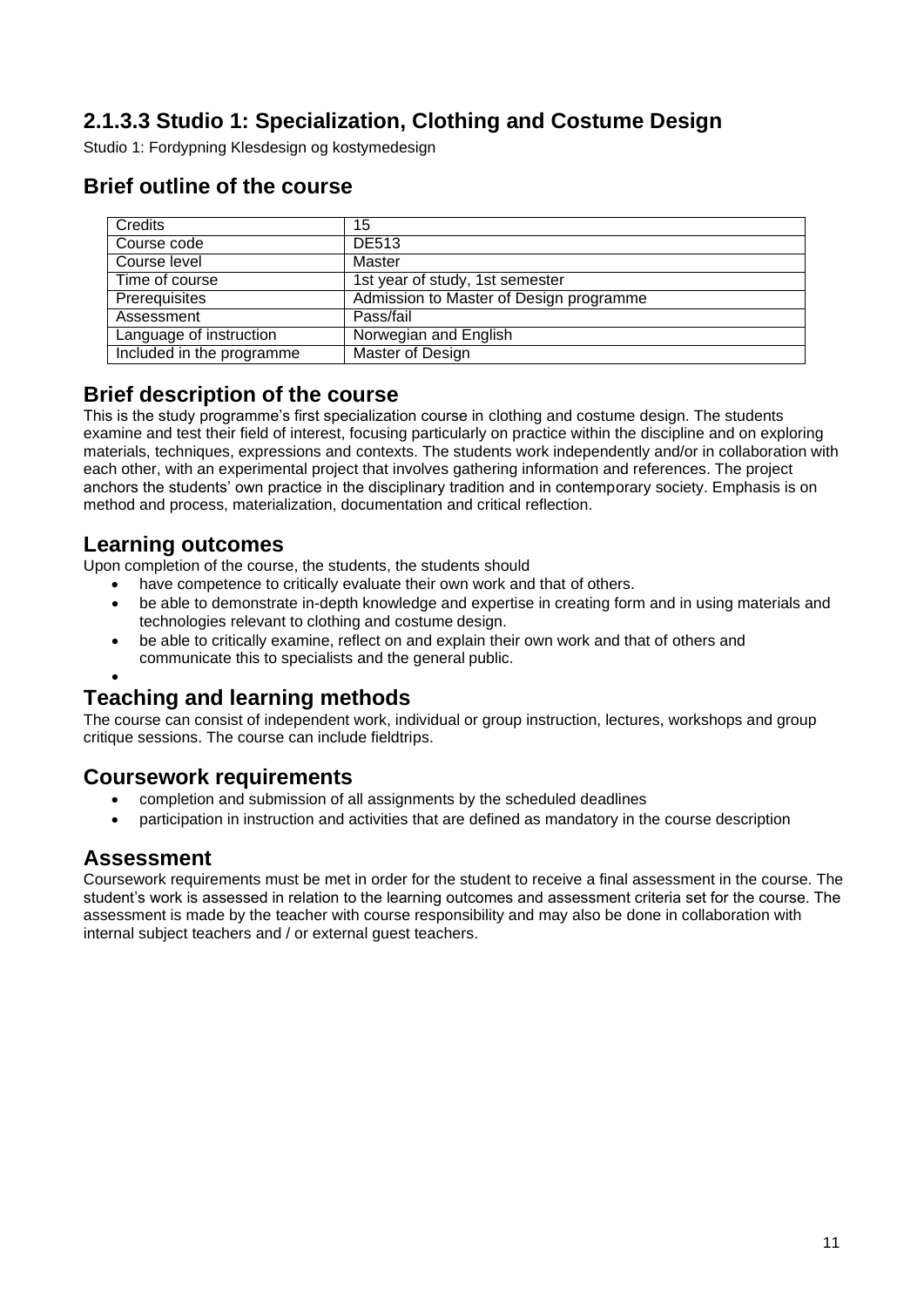## 2.1.3.3 Studio 1: Specialization, Clothing and Costume Design

Studio 1: Fordypning Klesdesign og kostymedesign

## Brief outline of the course

| Credits | 15 |
|---|---|
| Course code | DE513 |
| Course level | Master |
| Time of course | 1st year of study, 1st semester |
| Prerequisites | Admission to Master of Design programme |
| Assessment | Pass/fail |
| Language of instruction | Norwegian and English |
| Included in the programme | Master of Design |

## Brief description of the course

This is the study programme's first specialization course in clothing and costume design. The students examine and test their field of interest, focusing particularly on practice within the discipline and on exploring materials, techniques, expressions and contexts. The students work independently and/or in collaboration with each other, with an experimental project that involves gathering information and references. The project anchors the students' own practice in the disciplinary tradition and in contemporary society. Emphasis is on method and process, materialization, documentation and critical reflection.

## Learning outcomes

Upon completion of the course, the students, the students should

- have competence to critically evaluate their own work and that of others.
- be able to demonstrate in-depth knowledge and expertise in creating form and in using materials and technologies relevant to clothing and costume design.
- be able to critically examine, reflect on and explain their own work and that of others and communicate this to specialists and the general public.
- 

## Teaching and learning methods

The course can consist of independent work, individual or group instruction, lectures, workshops and group critique sessions. The course can include fieldtrips.

## Coursework requirements

- completion and submission of all assignments by the scheduled deadlines
- participation in instruction and activities that are defined as mandatory in the course description

## Assessment

Coursework requirements must be met in order for the student to receive a final assessment in the course. The student's work is assessed in relation to the learning outcomes and assessment criteria set for the course. The assessment is made by the teacher with course responsibility and may also be done in collaboration with internal subject teachers and / or external guest teachers.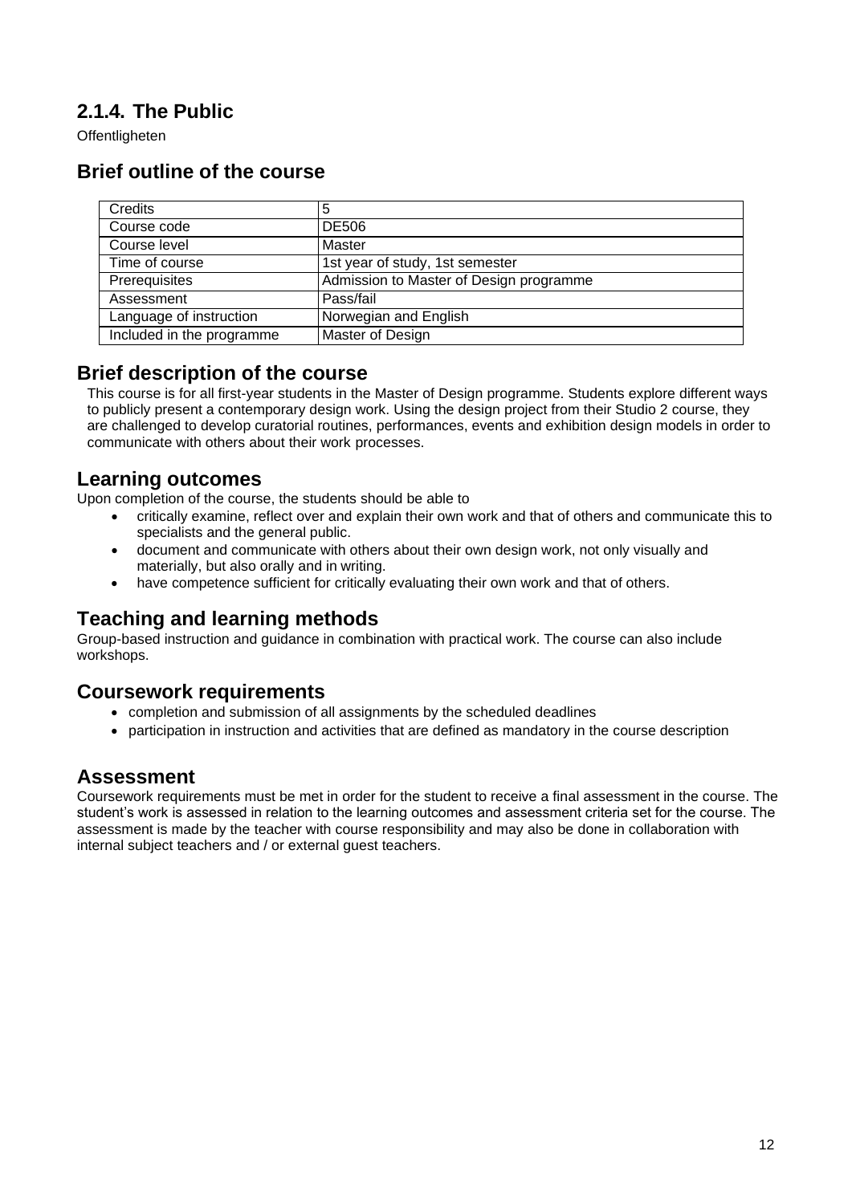## 2.1.4. The Public

Offentligheten

### Brief outline of the course

| Credits | 5 |
| --- | --- |
| Course code | DE506 |
| Course level | Master |
| Time of course | 1st year of study, 1st semester |
| Prerequisites | Admission to Master of Design programme |
| Assessment | Pass/fail |
| Language of instruction | Norwegian and English |
| Included in the programme | Master of Design |

### Brief description of the course

This course is for all first-year students in the Master of Design programme. Students explore different ways to publicly present a contemporary design work. Using the design project from their Studio 2 course, they are challenged to develop curatorial routines, performances, events and exhibition design models in order to communicate with others about their work processes.

### Learning outcomes

Upon completion of the course, the students should be able to

- critically examine, reflect over and explain their own work and that of others and communicate this to specialists and the general public.
- document and communicate with others about their own design work, not only visually and materially, but also orally and in writing.
- have competence sufficient for critically evaluating their own work and that of others.

### Teaching and learning methods

Group-based instruction and guidance in combination with practical work. The course can also include workshops.

### Coursework requirements

- completion and submission of all assignments by the scheduled deadlines
- participation in instruction and activities that are defined as mandatory in the course description

### Assessment

Coursework requirements must be met in order for the student to receive a final assessment in the course. The student's work is assessed in relation to the learning outcomes and assessment criteria set for the course. The assessment is made by the teacher with course responsibility and may also be done in collaboration with internal subject teachers and / or external guest teachers.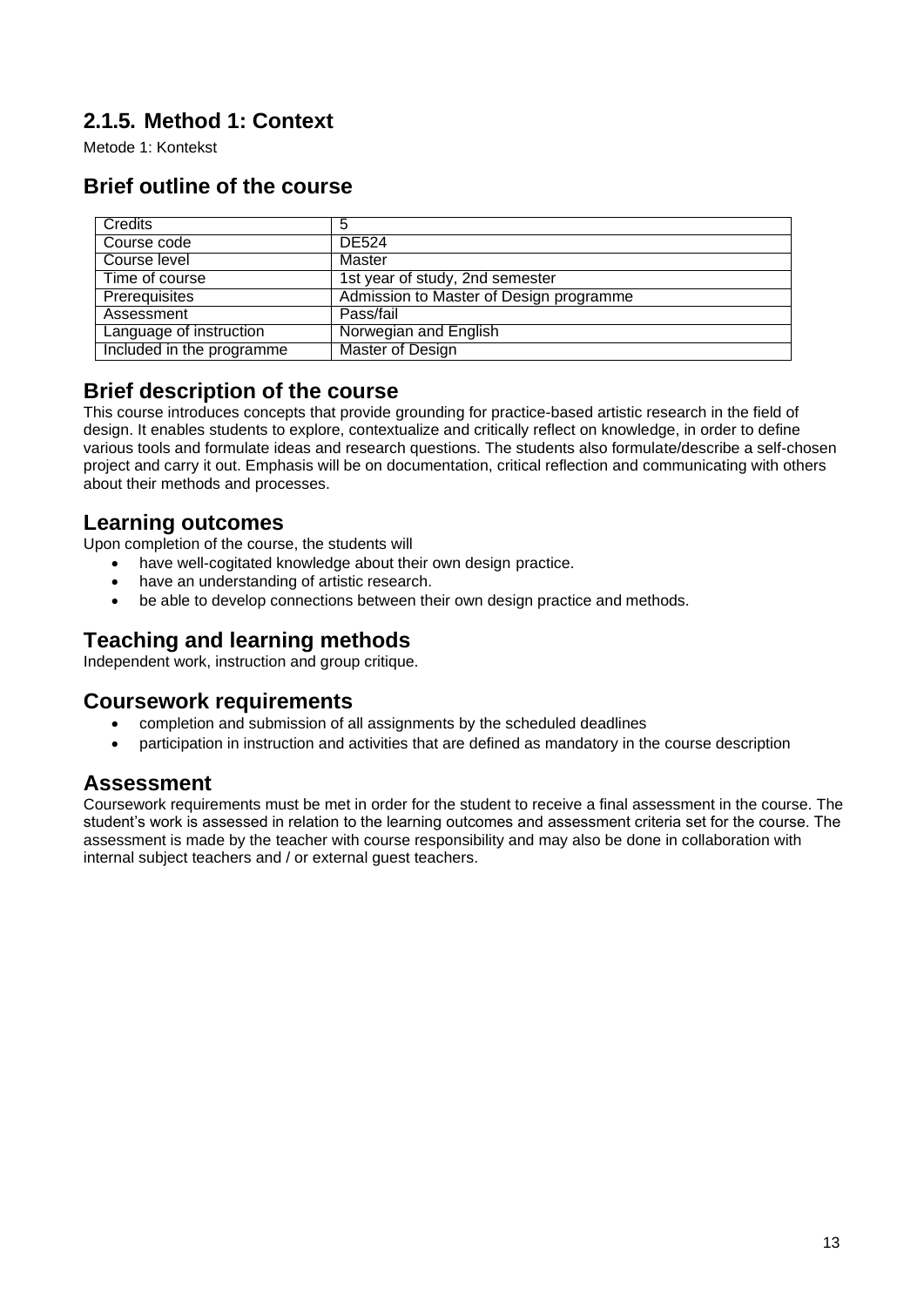## 2.1.5. Method 1: Context

Metode 1: Kontekst

### Brief outline of the course

| Credits | 5 |
|---|---|
| Course code | DE524 |
| Course level | Master |
| Time of course | 1st year of study, 2nd semester |
| Prerequisites | Admission to Master of Design programme |
| Assessment | Pass/fail |
| Language of instruction | Norwegian and English |
| Included in the programme | Master of Design |

### Brief description of the course

This course introduces concepts that provide grounding for practice-based artistic research in the field of design. It enables students to explore, contextualize and critically reflect on knowledge, in order to define various tools and formulate ideas and research questions. The students also formulate/describe a self-chosen project and carry it out. Emphasis will be on documentation, critical reflection and communicating with others about their methods and processes.

### Learning outcomes

Upon completion of the course, the students will

- have well-cogitated knowledge about their own design practice.
- have an understanding of artistic research.
- be able to develop connections between their own design practice and methods.

### Teaching and learning methods

Independent work, instruction and group critique.

### Coursework requirements

- completion and submission of all assignments by the scheduled deadlines
- participation in instruction and activities that are defined as mandatory in the course description

### Assessment

Coursework requirements must be met in order for the student to receive a final assessment in the course. The student's work is assessed in relation to the learning outcomes and assessment criteria set for the course. The assessment is made by the teacher with course responsibility and may also be done in collaboration with internal subject teachers and / or external guest teachers.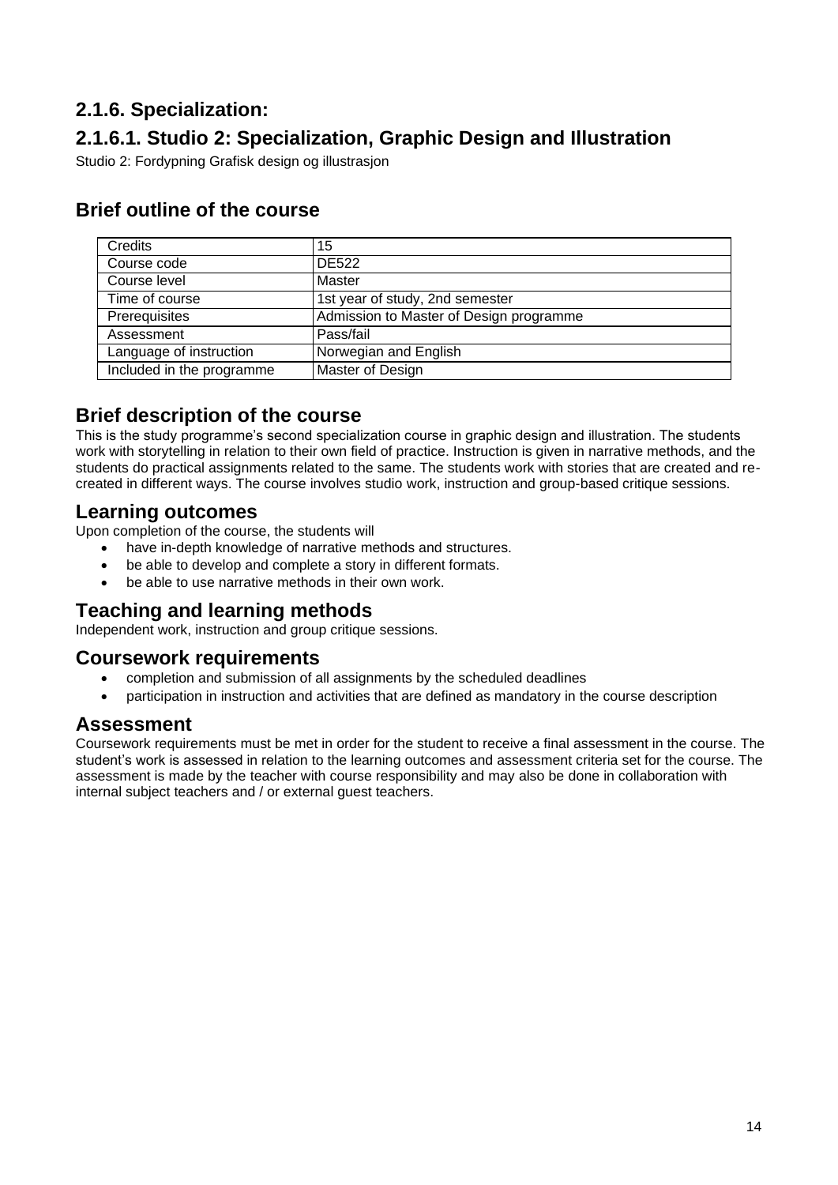## 2.1.6. Specialization:

## 2.1.6.1. Studio 2: Specialization, Graphic Design and Illustration

Studio 2: Fordypning Grafisk design og illustrasjon

### Brief outline of the course

| Credits | 15 |
|---|---|
| Course code | DE522 |
| Course level | Master |
| Time of course | 1st year of study, 2nd semester |
| Prerequisites | Admission to Master of Design programme |
| Assessment | Pass/fail |
| Language of instruction | Norwegian and English |
| Included in the programme | Master of Design |

### Brief description of the course

This is the study programme's second specialization course in graphic design and illustration. The students work with storytelling in relation to their own field of practice. Instruction is given in narrative methods, and the students do practical assignments related to the same. The students work with stories that are created and re-created in different ways. The course involves studio work, instruction and group-based critique sessions.

### Learning outcomes

Upon completion of the course, the students will

- have in-depth knowledge of narrative methods and structures.
- be able to develop and complete a story in different formats.
- be able to use narrative methods in their own work.

### Teaching and learning methods

Independent work, instruction and group critique sessions.

### Coursework requirements

- completion and submission of all assignments by the scheduled deadlines
- participation in instruction and activities that are defined as mandatory in the course description

### Assessment

Coursework requirements must be met in order for the student to receive a final assessment in the course. The student's work is assessed in relation to the learning outcomes and assessment criteria set for the course. The assessment is made by the teacher with course responsibility and may also be done in collaboration with internal subject teachers and / or external guest teachers.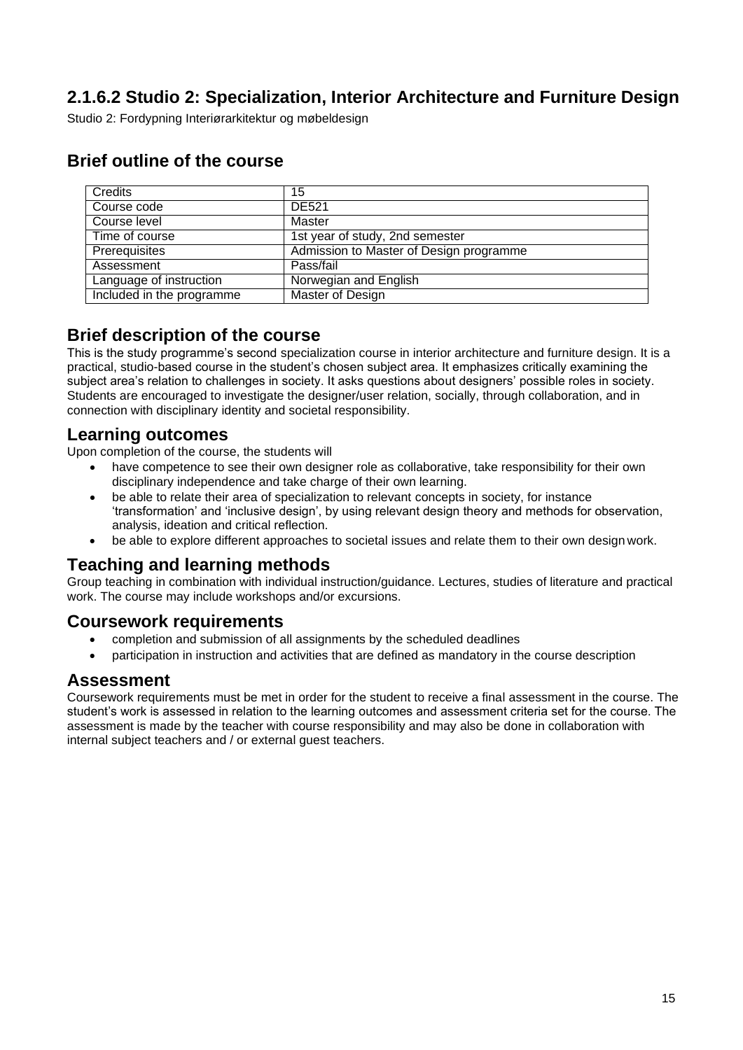## 2.1.6.2 Studio 2: Specialization, Interior Architecture and Furniture Design

Studio 2: Fordypning Interiørarkitektur og møbeldesign

## Brief outline of the course

| Credits | 15 |
|---|---|
| Course code | DE521 |
| Course level | Master |
| Time of course | 1st year of study, 2nd semester |
| Prerequisites | Admission to Master of Design programme |
| Assessment | Pass/fail |
| Language of instruction | Norwegian and English |
| Included in the programme | Master of Design |

## Brief description of the course

This is the study programme's second specialization course in interior architecture and furniture design. It is a practical, studio-based course in the student's chosen subject area. It emphasizes critically examining the subject area's relation to challenges in society. It asks questions about designers' possible roles in society. Students are encouraged to investigate the designer/user relation, socially, through collaboration, and in connection with disciplinary identity and societal responsibility.

## Learning outcomes

Upon completion of the course, the students will

- have competence to see their own designer role as collaborative, take responsibility for their own disciplinary independence and take charge of their own learning.
- be able to relate their area of specialization to relevant concepts in society, for instance 'transformation' and 'inclusive design', by using relevant design theory and methods for observation, analysis, ideation and critical reflection.
- be able to explore different approaches to societal issues and relate them to their own design work.

## Teaching and learning methods

Group teaching in combination with individual instruction/guidance. Lectures, studies of literature and practical work. The course may include workshops and/or excursions.

## Coursework requirements

- completion and submission of all assignments by the scheduled deadlines
- participation in instruction and activities that are defined as mandatory in the course description

## Assessment

Coursework requirements must be met in order for the student to receive a final assessment in the course. The student's work is assessed in relation to the learning outcomes and assessment criteria set for the course. The assessment is made by the teacher with course responsibility and may also be done in collaboration with internal subject teachers and / or external guest teachers.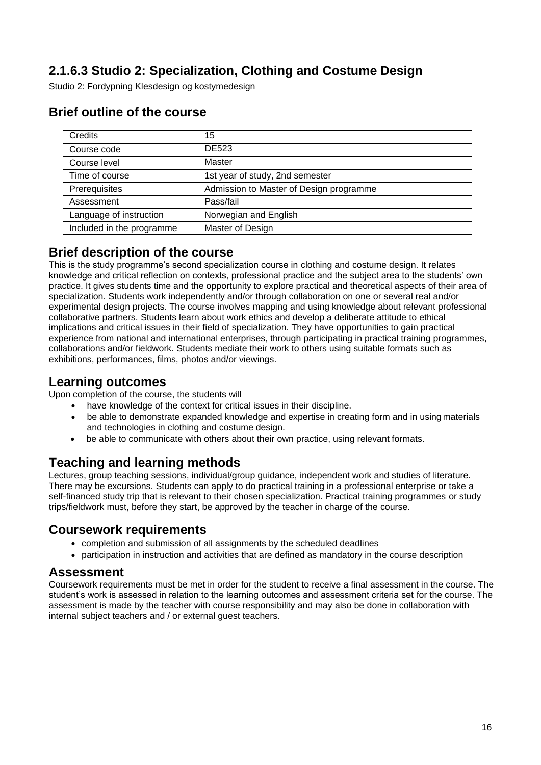## 2.1.6.3 Studio 2: Specialization, Clothing and Costume Design

Studio 2: Fordypning Klesdesign og kostymedesign

## Brief outline of the course

| Credits | 15 |
|---|---|
| Course code | DE523 |
| Course level | Master |
| Time of course | 1st year of study, 2nd semester |
| Prerequisites | Admission to Master of Design programme |
| Assessment | Pass/fail |
| Language of instruction | Norwegian and English |
| Included in the programme | Master of Design |

## Brief description of the course

This is the study programme's second specialization course in clothing and costume design. It relates knowledge and critical reflection on contexts, professional practice and the subject area to the students' own practice. It gives students time and the opportunity to explore practical and theoretical aspects of their area of specialization. Students work independently and/or through collaboration on one or several real and/or experimental design projects. The course involves mapping and using knowledge about relevant professional collaborative partners. Students learn about work ethics and develop a deliberate attitude to ethical implications and critical issues in their field of specialization. They have opportunities to gain practical experience from national and international enterprises, through participating in practical training programmes, collaborations and/or fieldwork. Students mediate their work to others using suitable formats such as exhibitions, performances, films, photos and/or viewings.

## Learning outcomes

Upon completion of the course, the students will

- have knowledge of the context for critical issues in their discipline.
- be able to demonstrate expanded knowledge and expertise in creating form and in using materials and technologies in clothing and costume design.
- be able to communicate with others about their own practice, using relevant formats.

## Teaching and learning methods

Lectures, group teaching sessions, individual/group guidance, independent work and studies of literature. There may be excursions. Students can apply to do practical training in a professional enterprise or take a self-financed study trip that is relevant to their chosen specialization. Practical training programmes or study trips/fieldwork must, before they start, be approved by the teacher in charge of the course.

## Coursework requirements

- completion and submission of all assignments by the scheduled deadlines
- participation in instruction and activities that are defined as mandatory in the course description

## Assessment

Coursework requirements must be met in order for the student to receive a final assessment in the course. The student's work is assessed in relation to the learning outcomes and assessment criteria set for the course. The assessment is made by the teacher with course responsibility and may also be done in collaboration with internal subject teachers and / or external guest teachers.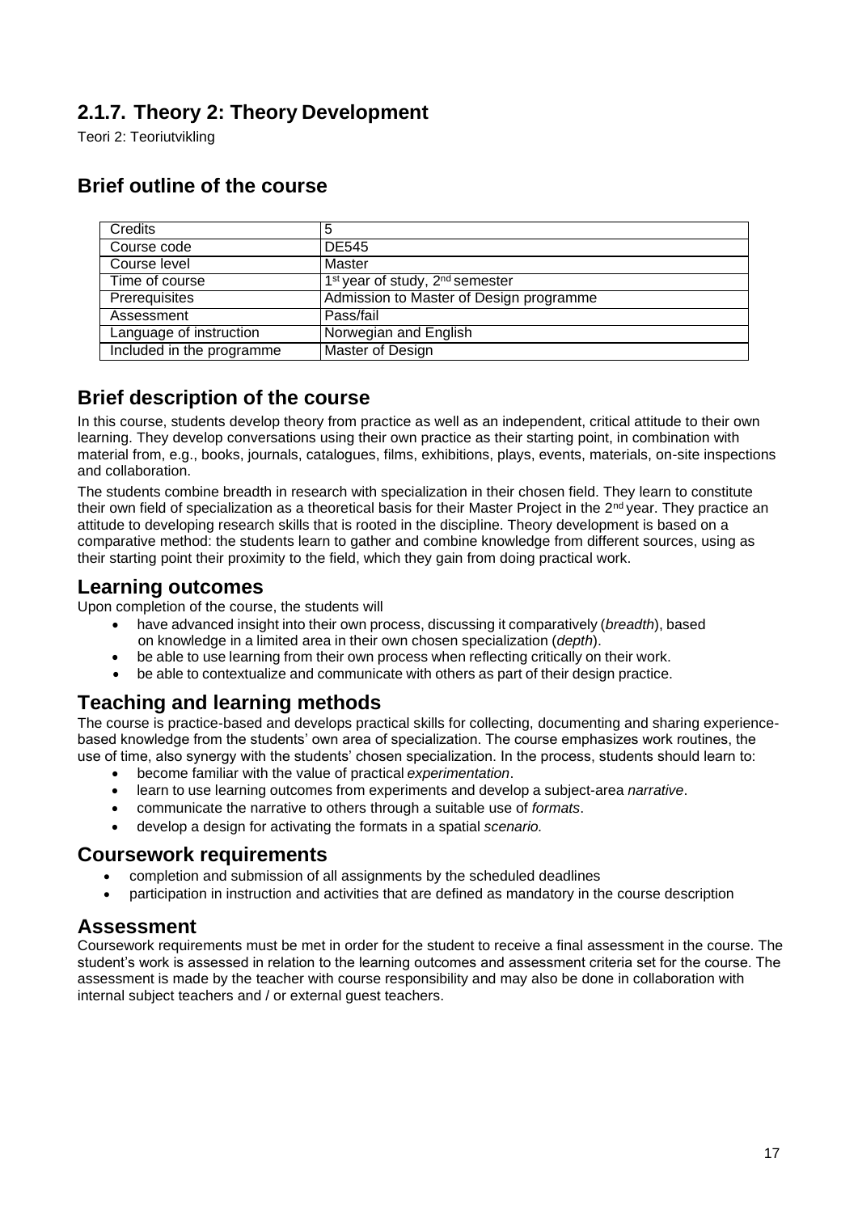## 2.1.7. Theory 2: Theory Development

Teori 2: Teoriutvikling

## Brief outline of the course

| Credits | 5 |
|---|---|
| Course code | DE545 |
| Course level | Master |
| Time of course | 1st year of study, 2nd semester |
| Prerequisites | Admission to Master of Design programme |
| Assessment | Pass/fail |
| Language of instruction | Norwegian and English |
| Included in the programme | Master of Design |

## Brief description of the course

In this course, students develop theory from practice as well as an independent, critical attitude to their own learning. They develop conversations using their own practice as their starting point, in combination with material from, e.g., books, journals, catalogues, films, exhibitions, plays, events, materials, on-site inspections and collaboration.

The students combine breadth in research with specialization in their chosen field. They learn to constitute their own field of specialization as a theoretical basis for their Master Project in the 2nd year. They practice an attitude to developing research skills that is rooted in the discipline. Theory development is based on a comparative method: the students learn to gather and combine knowledge from different sources, using as their starting point their proximity to the field, which they gain from doing practical work.

## Learning outcomes

Upon completion of the course, the students will

- have advanced insight into their own process, discussing it comparatively (*breadth*), based on knowledge in a limited area in their own chosen specialization (*depth*).
- be able to use learning from their own process when reflecting critically on their work.
- be able to contextualize and communicate with others as part of their design practice.

## Teaching and learning methods

The course is practice-based and develops practical skills for collecting, documenting and sharing experience-based knowledge from the students' own area of specialization. The course emphasizes work routines, the use of time, also synergy with the students' chosen specialization. In the process, students should learn to:

- become familiar with the value of practical *experimentation*.
- learn to use learning outcomes from experiments and develop a subject-area *narrative*.
- communicate the narrative to others through a suitable use of *formats*.
- develop a design for activating the formats in a spatial *scenario.*

## Coursework requirements

- completion and submission of all assignments by the scheduled deadlines
- participation in instruction and activities that are defined as mandatory in the course description

## Assessment

Coursework requirements must be met in order for the student to receive a final assessment in the course. The student's work is assessed in relation to the learning outcomes and assessment criteria set for the course. The assessment is made by the teacher with course responsibility and may also be done in collaboration with internal subject teachers and / or external guest teachers.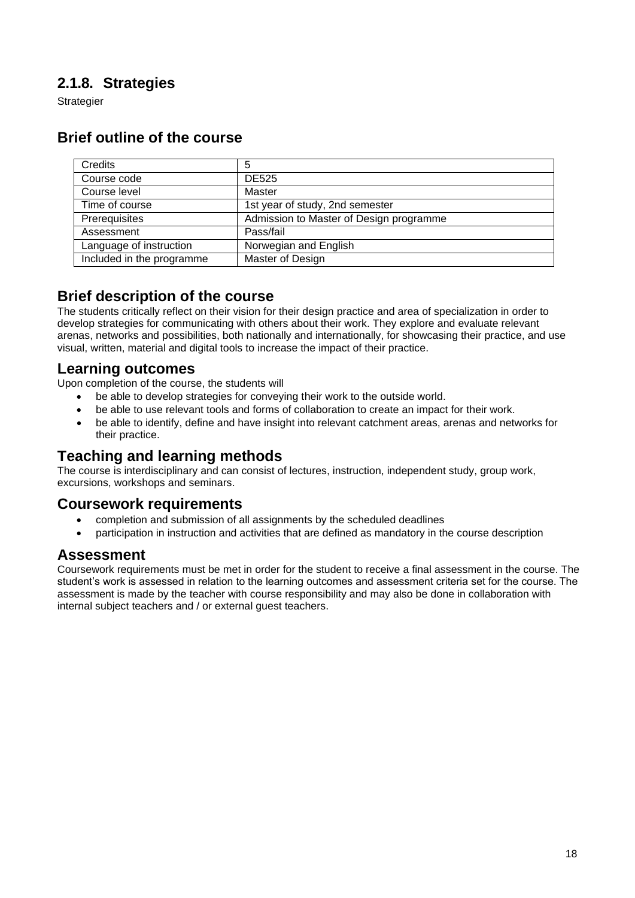## 2.1.8. Strategies

Strategier

## Brief outline of the course

| Credits | 5 |
|---|---|
| Course code | DE525 |
| Course level | Master |
| Time of course | 1st year of study, 2nd semester |
| Prerequisites | Admission to Master of Design programme |
| Assessment | Pass/fail |
| Language of instruction | Norwegian and English |
| Included in the programme | Master of Design |

## Brief description of the course

The students critically reflect on their vision for their design practice and area of specialization in order to develop strategies for communicating with others about their work. They explore and evaluate relevant arenas, networks and possibilities, both nationally and internationally, for showcasing their practice, and use visual, written, material and digital tools to increase the impact of their practice.

## Learning outcomes

Upon completion of the course, the students will

- be able to develop strategies for conveying their work to the outside world.
- be able to use relevant tools and forms of collaboration to create an impact for their work.
- be able to identify, define and have insight into relevant catchment areas, arenas and networks for their practice.

## Teaching and learning methods

The course is interdisciplinary and can consist of lectures, instruction, independent study, group work, excursions, workshops and seminars.

## Coursework requirements

- completion and submission of all assignments by the scheduled deadlines
- participation in instruction and activities that are defined as mandatory in the course description

## Assessment

Coursework requirements must be met in order for the student to receive a final assessment in the course. The student's work is assessed in relation to the learning outcomes and assessment criteria set for the course. The assessment is made by the teacher with course responsibility and may also be done in collaboration with internal subject teachers and / or external guest teachers.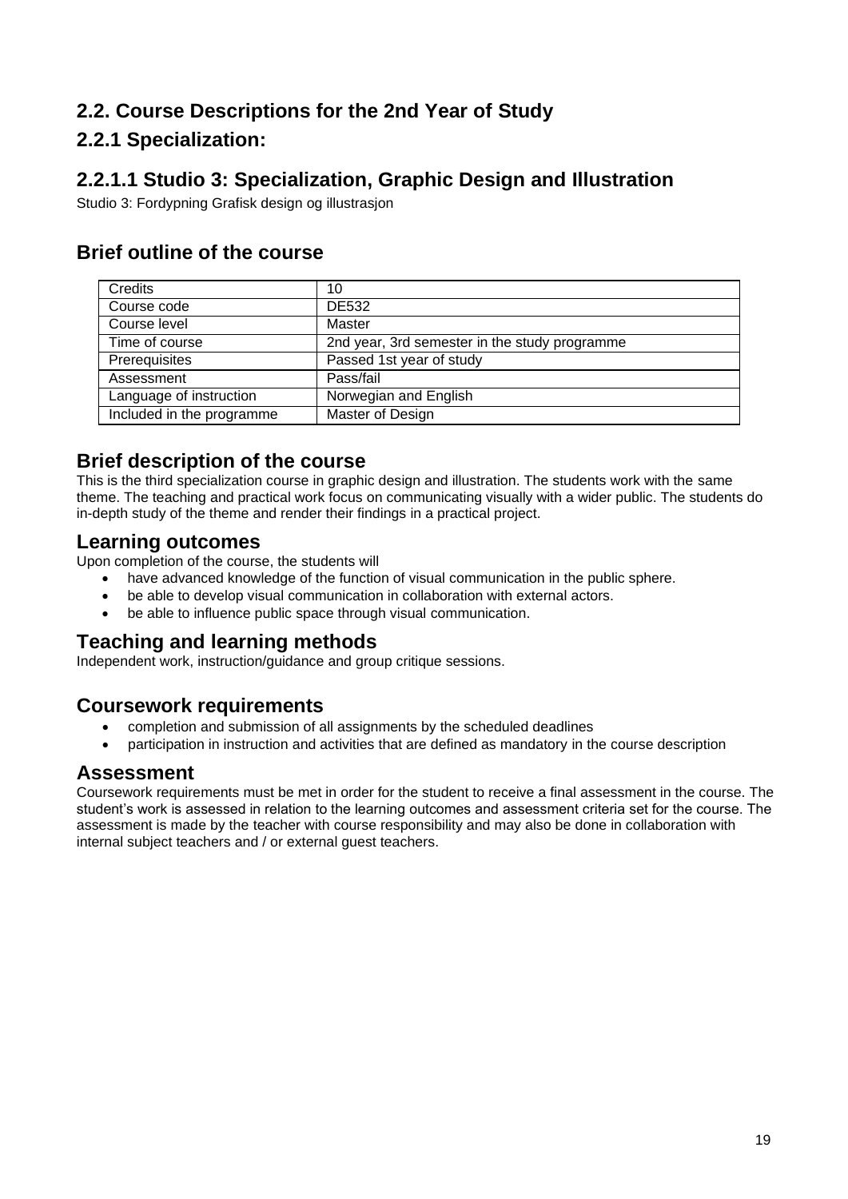## 2.2. Course Descriptions for the 2nd Year of Study

## 2.2.1 Specialization:

### 2.2.1.1 Studio 3: Specialization, Graphic Design and Illustration

Studio 3: Fordypning Grafisk design og illustrasjon

### Brief outline of the course

| Credits | 10 |
|---|---|
| Course code | DE532 |
| Course level | Master |
| Time of course | 2nd year, 3rd semester in the study programme |
| Prerequisites | Passed 1st year of study |
| Assessment | Pass/fail |
| Language of instruction | Norwegian and English |
| Included in the programme | Master of Design |

### Brief description of the course

This is the third specialization course in graphic design and illustration. The students work with the same theme. The teaching and practical work focus on communicating visually with a wider public. The students do in-depth study of the theme and render their findings in a practical project.

### Learning outcomes

Upon completion of the course, the students will

- have advanced knowledge of the function of visual communication in the public sphere.
- be able to develop visual communication in collaboration with external actors.
- be able to influence public space through visual communication.

### Teaching and learning methods

Independent work, instruction/guidance and group critique sessions.

### Coursework requirements

- completion and submission of all assignments by the scheduled deadlines
- participation in instruction and activities that are defined as mandatory in the course description

### Assessment

Coursework requirements must be met in order for the student to receive a final assessment in the course. The student's work is assessed in relation to the learning outcomes and assessment criteria set for the course. The assessment is made by the teacher with course responsibility and may also be done in collaboration with internal subject teachers and / or external guest teachers.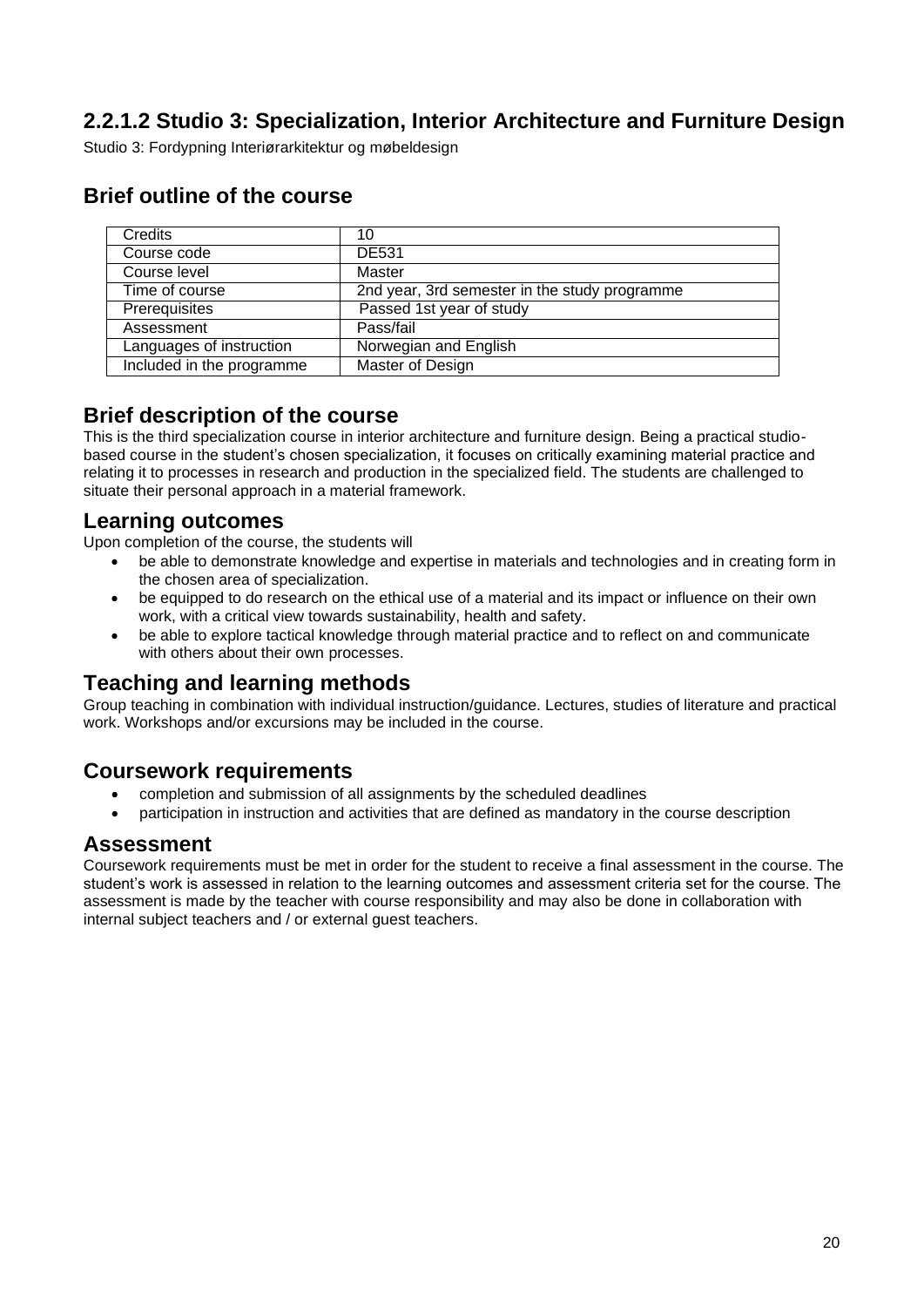## 2.2.1.2 Studio 3: Specialization, Interior Architecture and Furniture Design

Studio 3: Fordypning Interiørarkitektur og møbeldesign

## Brief outline of the course

| Credits | 10 |
|---|---|
| Course code | DE531 |
| Course level | Master |
| Time of course | 2nd year, 3rd semester in the study programme |
| Prerequisites | Passed 1st year of study |
| Assessment | Pass/fail |
| Languages of instruction | Norwegian and English |
| Included in the programme | Master of Design |

## Brief description of the course

This is the third specialization course in interior architecture and furniture design. Being a practical studio-based course in the student's chosen specialization, it focuses on critically examining material practice and relating it to processes in research and production in the specialized field. The students are challenged to situate their personal approach in a material framework.

## Learning outcomes

Upon completion of the course, the students will

- be able to demonstrate knowledge and expertise in materials and technologies and in creating form in the chosen area of specialization.
- be equipped to do research on the ethical use of a material and its impact or influence on their own work, with a critical view towards sustainability, health and safety.
- be able to explore tactical knowledge through material practice and to reflect on and communicate with others about their own processes.

## Teaching and learning methods

Group teaching in combination with individual instruction/guidance. Lectures, studies of literature and practical work. Workshops and/or excursions may be included in the course.

## Coursework requirements

- completion and submission of all assignments by the scheduled deadlines
- participation in instruction and activities that are defined as mandatory in the course description

## Assessment

Coursework requirements must be met in order for the student to receive a final assessment in the course. The student's work is assessed in relation to the learning outcomes and assessment criteria set for the course. The assessment is made by the teacher with course responsibility and may also be done in collaboration with internal subject teachers and / or external guest teachers.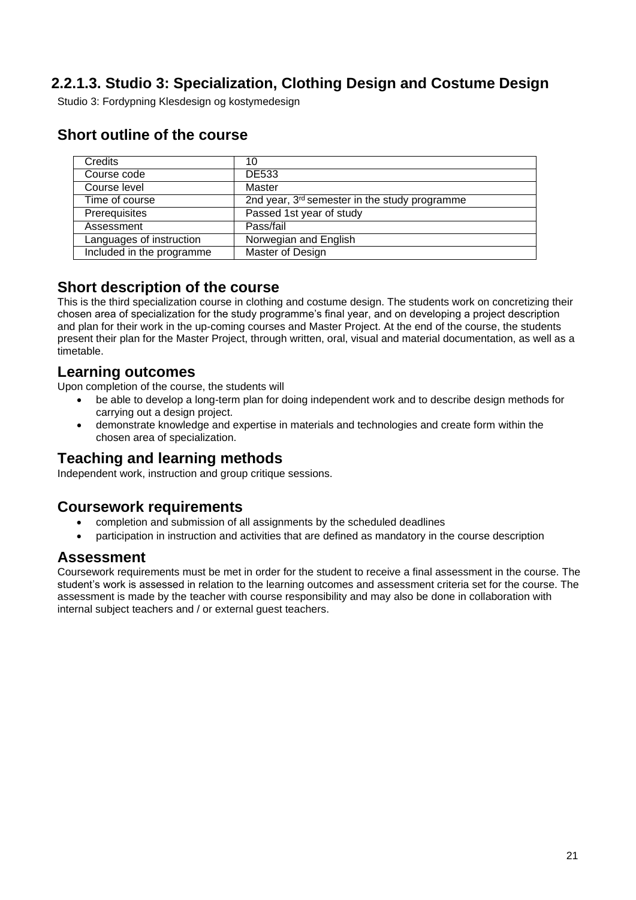### 2.2.1.3. Studio 3: Specialization, Clothing Design and Costume Design

Studio 3: Fordypning Klesdesign og kostymedesign

## Short outline of the course

| Credits | 10 |
|---|---|
| Course code | DE533 |
| Course level | Master |
| Time of course | 2nd year, 3rd semester in the study programme |
| Prerequisites | Passed 1st year of study |
| Assessment | Pass/fail |
| Languages of instruction | Norwegian and English |
| Included in the programme | Master of Design |

## Short description of the course

This is the third specialization course in clothing and costume design. The students work on concretizing their chosen area of specialization for the study programme's final year, and on developing a project description and plan for their work in the up-coming courses and Master Project. At the end of the course, the students present their plan for the Master Project, through written, oral, visual and material documentation, as well as a timetable.

## Learning outcomes

Upon completion of the course, the students will

- be able to develop a long-term plan for doing independent work and to describe design methods for carrying out a design project.
- demonstrate knowledge and expertise in materials and technologies and create form within the chosen area of specialization.

## Teaching and learning methods

Independent work, instruction and group critique sessions.

## Coursework requirements

- completion and submission of all assignments by the scheduled deadlines
- participation in instruction and activities that are defined as mandatory in the course description

## Assessment

Coursework requirements must be met in order for the student to receive a final assessment in the course. The student's work is assessed in relation to the learning outcomes and assessment criteria set for the course. The assessment is made by the teacher with course responsibility and may also be done in collaboration with internal subject teachers and / or external guest teachers.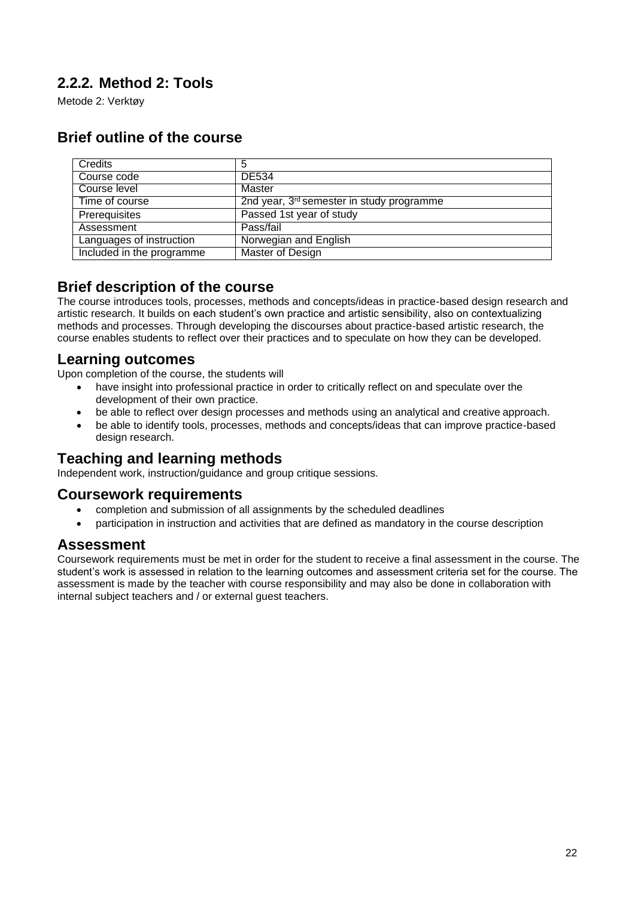## 2.2.2. Method 2: Tools

Metode 2: Verktøy

## Brief outline of the course

| Credits | 5 |
|---|---|
| Course code | DE534 |
| Course level | Master |
| Time of course | 2nd year, 3rd semester in study programme |
| Prerequisites | Passed 1st year of study |
| Assessment | Pass/fail |
| Languages of instruction | Norwegian and English |
| Included in the programme | Master of Design |

## Brief description of the course

The course introduces tools, processes, methods and concepts/ideas in practice-based design research and artistic research. It builds on each student's own practice and artistic sensibility, also on contextualizing methods and processes. Through developing the discourses about practice-based artistic research, the course enables students to reflect over their practices and to speculate on how they can be developed.

## Learning outcomes

Upon completion of the course, the students will

- have insight into professional practice in order to critically reflect on and speculate over the development of their own practice.
- be able to reflect over design processes and methods using an analytical and creative approach.
- be able to identify tools, processes, methods and concepts/ideas that can improve practice-based design research.

## Teaching and learning methods

Independent work, instruction/guidance and group critique sessions.

## Coursework requirements

- completion and submission of all assignments by the scheduled deadlines
- participation in instruction and activities that are defined as mandatory in the course description

## Assessment

Coursework requirements must be met in order for the student to receive a final assessment in the course. The student's work is assessed in relation to the learning outcomes and assessment criteria set for the course. The assessment is made by the teacher with course responsibility and may also be done in collaboration with internal subject teachers and / or external guest teachers.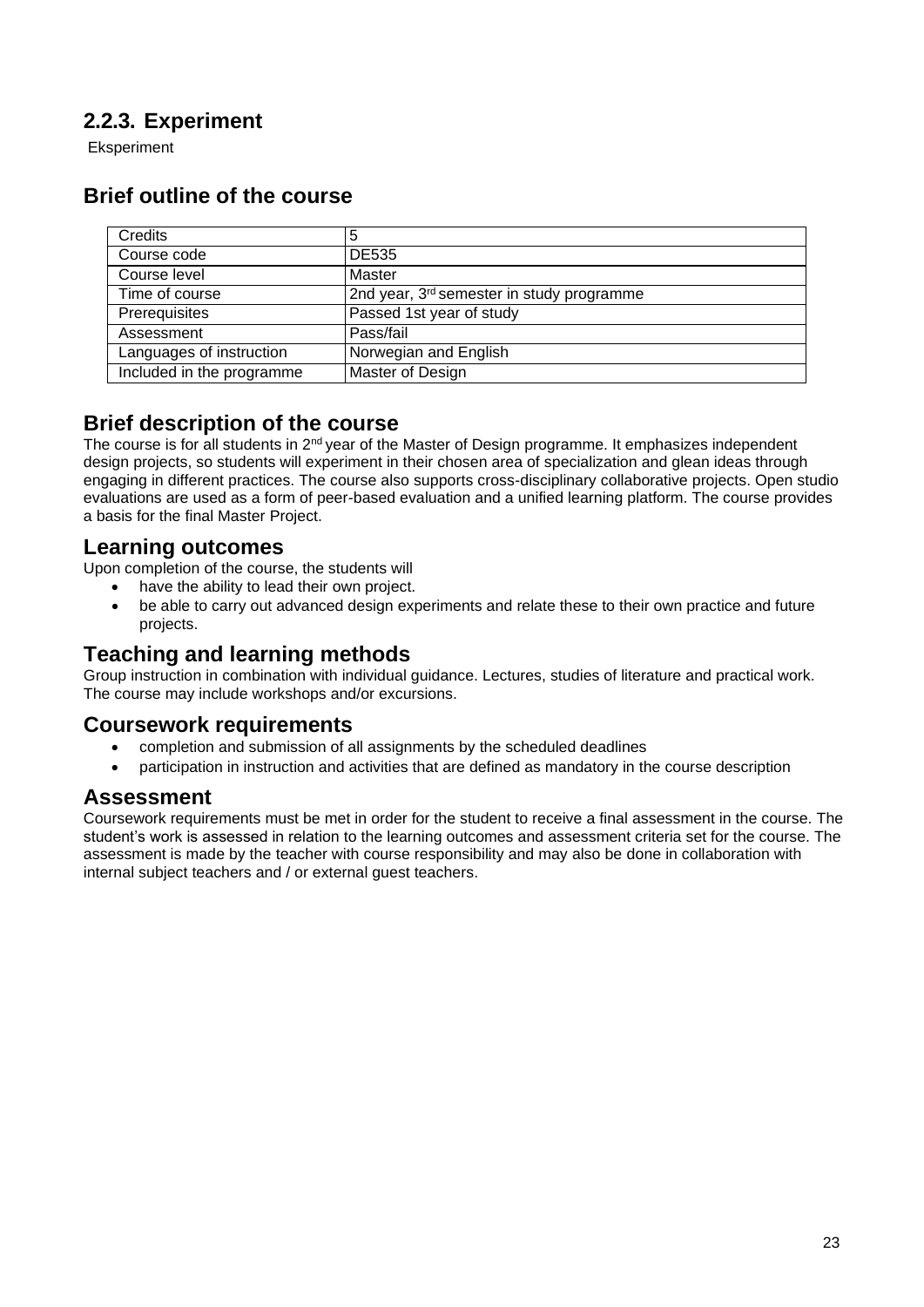## 2.2.3. Experiment

Eksperiment

## Brief outline of the course

| Credits | 5 |
|---|---|
| Course code | DE535 |
| Course level | Master |
| Time of course | 2nd year, 3rd semester in study programme |
| Prerequisites | Passed 1st year of study |
| Assessment | Pass/fail |
| Languages of instruction | Norwegian and English |
| Included in the programme | Master of Design |

## Brief description of the course

The course is for all students in 2nd year of the Master of Design programme. It emphasizes independent design projects, so students will experiment in their chosen area of specialization and glean ideas through engaging in different practices. The course also supports cross-disciplinary collaborative projects. Open studio evaluations are used as a form of peer-based evaluation and a unified learning platform. The course provides a basis for the final Master Project.

## Learning outcomes

Upon completion of the course, the students will

- have the ability to lead their own project.
- be able to carry out advanced design experiments and relate these to their own practice and future projects.

## Teaching and learning methods

Group instruction in combination with individual guidance. Lectures, studies of literature and practical work. The course may include workshops and/or excursions.

## Coursework requirements

- completion and submission of all assignments by the scheduled deadlines
- participation in instruction and activities that are defined as mandatory in the course description

## Assessment

Coursework requirements must be met in order for the student to receive a final assessment in the course. The student's work is assessed in relation to the learning outcomes and assessment criteria set for the course. The assessment is made by the teacher with course responsibility and may also be done in collaboration with internal subject teachers and / or external guest teachers.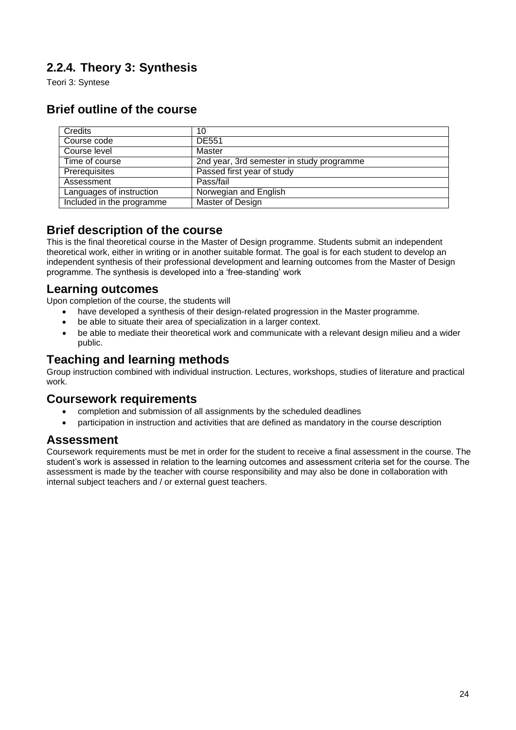## 2.2.4. Theory 3: Synthesis

Teori 3: Syntese

## Brief outline of the course

| Credits | 10 |
|---|---|
| Course code | DE551 |
| Course level | Master |
| Time of course | 2nd year, 3rd semester in study programme |
| Prerequisites | Passed first year of study |
| Assessment | Pass/fail |
| Languages of instruction | Norwegian and English |
| Included in the programme | Master of Design |

## Brief description of the course

This is the final theoretical course in the Master of Design programme. Students submit an independent theoretical work, either in writing or in another suitable format. The goal is for each student to develop an independent synthesis of their professional development and learning outcomes from the Master of Design programme. The synthesis is developed into a 'free-standing' work

## Learning outcomes

Upon completion of the course, the students will

- have developed a synthesis of their design-related progression in the Master programme.
- be able to situate their area of specialization in a larger context.
- be able to mediate their theoretical work and communicate with a relevant design milieu and a wider public.

## Teaching and learning methods

Group instruction combined with individual instruction. Lectures, workshops, studies of literature and practical work.

## Coursework requirements

- completion and submission of all assignments by the scheduled deadlines
- participation in instruction and activities that are defined as mandatory in the course description

## Assessment

Coursework requirements must be met in order for the student to receive a final assessment in the course. The student's work is assessed in relation to the learning outcomes and assessment criteria set for the course. The assessment is made by the teacher with course responsibility and may also be done in collaboration with internal subject teachers and / or external guest teachers.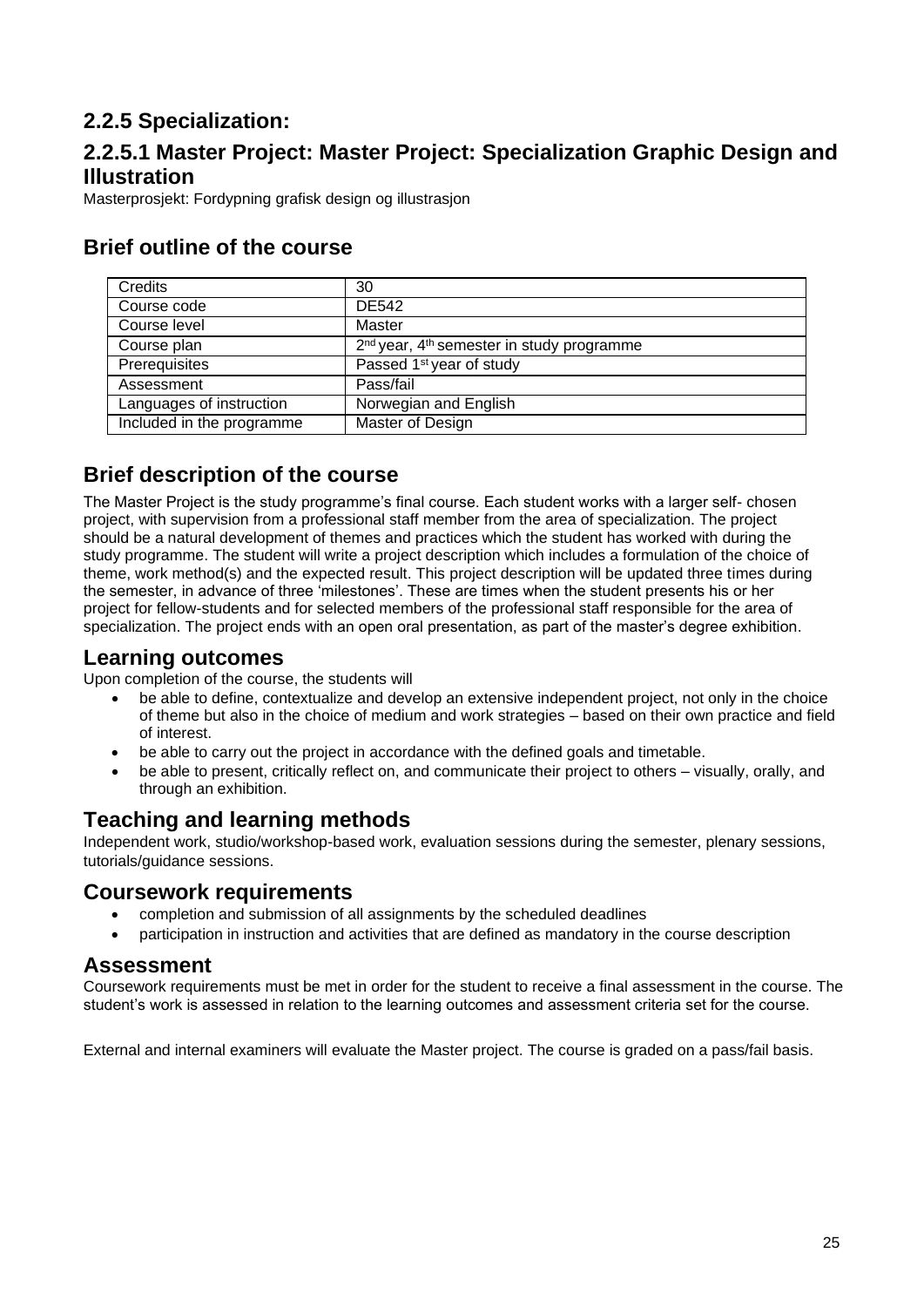## 2.2.5 Specialization:

## 2.2.5.1 Master Project: Master Project: Specialization Graphic Design and Illustration

Masterprosjekt: Fordypning grafisk design og illustrasjon

## Brief outline of the course

| Credits | 30 |
|---|---|
| Course code | DE542 |
| Course level | Master |
| Course plan | 2nd year, 4th semester in study programme |
| Prerequisites | Passed 1st year of study |
| Assessment | Pass/fail |
| Languages of instruction | Norwegian and English |
| Included in the programme | Master of Design |

## Brief description of the course

The Master Project is the study programme's final course. Each student works with a larger self- chosen project, with supervision from a professional staff member from the area of specialization. The project should be a natural development of themes and practices which the student has worked with during the study programme. The student will write a project description which includes a formulation of the choice of theme, work method(s) and the expected result. This project description will be updated three times during the semester, in advance of three 'milestones'. These are times when the student presents his or her project for fellow-students and for selected members of the professional staff responsible for the area of specialization. The project ends with an open oral presentation, as part of the master's degree exhibition.

## Learning outcomes

Upon completion of the course, the students will

- be able to define, contextualize and develop an extensive independent project, not only in the choice of theme but also in the choice of medium and work strategies – based on their own practice and field of interest.
- be able to carry out the project in accordance with the defined goals and timetable.
- be able to present, critically reflect on, and communicate their project to others – visually, orally, and through an exhibition.

## Teaching and learning methods

Independent work, studio/workshop-based work, evaluation sessions during the semester, plenary sessions, tutorials/guidance sessions.

## Coursework requirements

- completion and submission of all assignments by the scheduled deadlines
- participation in instruction and activities that are defined as mandatory in the course description

## Assessment

Coursework requirements must be met in order for the student to receive a final assessment in the course. The student's work is assessed in relation to the learning outcomes and assessment criteria set for the course.

External and internal examiners will evaluate the Master project. The course is graded on a pass/fail basis.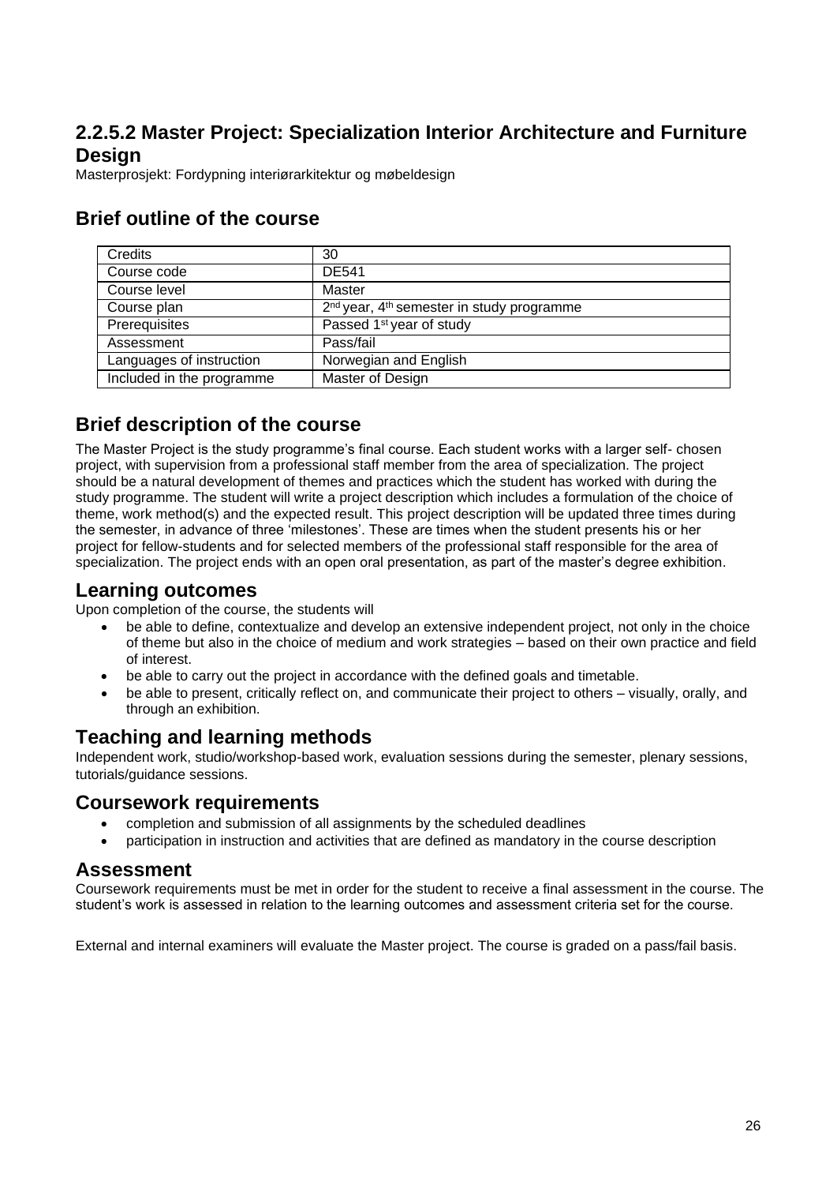## 2.2.5.2 Master Project: Specialization Interior Architecture and Furniture Design

Masterprosjekt: Fordypning interiørarkitektur og møbeldesign

## Brief outline of the course

| Credits | 30 |
|---|---|
| Course code | DE541 |
| Course level | Master |
| Course plan | 2nd year, 4th semester in study programme |
| Prerequisites | Passed 1st year of study |
| Assessment | Pass/fail |
| Languages of instruction | Norwegian and English |
| Included in the programme | Master of Design |

## Brief description of the course

The Master Project is the study programme's final course. Each student works with a larger self- chosen project, with supervision from a professional staff member from the area of specialization. The project should be a natural development of themes and practices which the student has worked with during the study programme. The student will write a project description which includes a formulation of the choice of theme, work method(s) and the expected result. This project description will be updated three times during the semester, in advance of three 'milestones'. These are times when the student presents his or her project for fellow-students and for selected members of the professional staff responsible for the area of specialization. The project ends with an open oral presentation, as part of the master's degree exhibition.

## Learning outcomes

Upon completion of the course, the students will

- be able to define, contextualize and develop an extensive independent project, not only in the choice of theme but also in the choice of medium and work strategies – based on their own practice and field of interest.
- be able to carry out the project in accordance with the defined goals and timetable.
- be able to present, critically reflect on, and communicate their project to others – visually, orally, and through an exhibition.

## Teaching and learning methods

Independent work, studio/workshop-based work, evaluation sessions during the semester, plenary sessions, tutorials/guidance sessions.

## Coursework requirements

- completion and submission of all assignments by the scheduled deadlines
- participation in instruction and activities that are defined as mandatory in the course description

## Assessment

Coursework requirements must be met in order for the student to receive a final assessment in the course. The student's work is assessed in relation to the learning outcomes and assessment criteria set for the course.

External and internal examiners will evaluate the Master project. The course is graded on a pass/fail basis.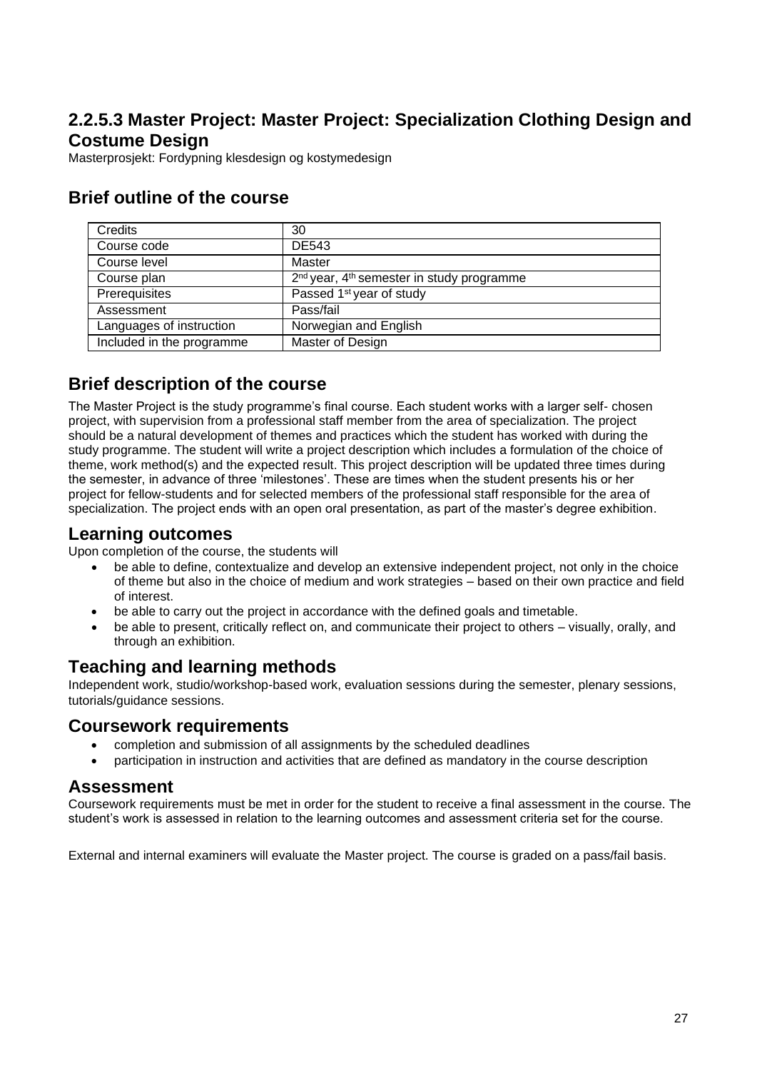## 2.2.5.3 Master Project: Master Project: Specialization Clothing Design and Costume Design

Masterprosjekt: Fordypning klesdesign og kostymedesign

## Brief outline of the course

| | |
|---|---|
| Credits | 30 |
| Course code | DE543 |
| Course level | Master |
| Course plan | 2nd year, 4th semester in study programme |
| Prerequisites | Passed 1st year of study |
| Assessment | Pass/fail |
| Languages of instruction | Norwegian and English |
| Included in the programme | Master of Design |

## Brief description of the course

The Master Project is the study programme's final course. Each student works with a larger self- chosen project, with supervision from a professional staff member from the area of specialization. The project should be a natural development of themes and practices which the student has worked with during the study programme. The student will write a project description which includes a formulation of the choice of theme, work method(s) and the expected result. This project description will be updated three times during the semester, in advance of three 'milestones'. These are times when the student presents his or her project for fellow-students and for selected members of the professional staff responsible for the area of specialization. The project ends with an open oral presentation, as part of the master's degree exhibition.

## Learning outcomes

Upon completion of the course, the students will

- be able to define, contextualize and develop an extensive independent project, not only in the choice of theme but also in the choice of medium and work strategies – based on their own practice and field of interest.
- be able to carry out the project in accordance with the defined goals and timetable.
- be able to present, critically reflect on, and communicate their project to others – visually, orally, and through an exhibition.

## Teaching and learning methods

Independent work, studio/workshop-based work, evaluation sessions during the semester, plenary sessions, tutorials/guidance sessions.

## Coursework requirements

- completion and submission of all assignments by the scheduled deadlines
- participation in instruction and activities that are defined as mandatory in the course description

## Assessment

Coursework requirements must be met in order for the student to receive a final assessment in the course. The student's work is assessed in relation to the learning outcomes and assessment criteria set for the course.

External and internal examiners will evaluate the Master project. The course is graded on a pass/fail basis.